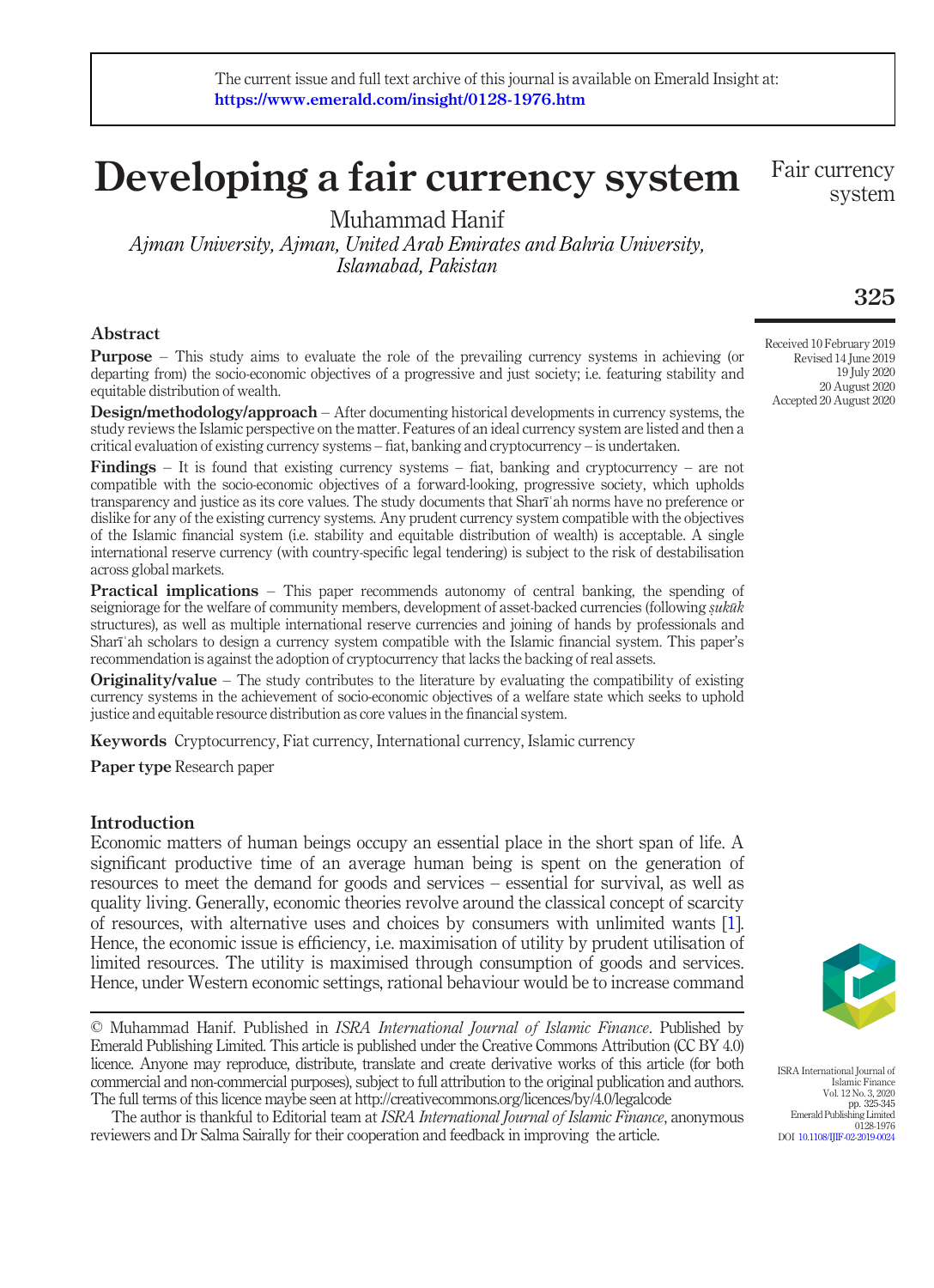The current issue and full text archive of this journal is available on Emerald Insight at: https://www.emerald.com/insight/0128-1976.htm

# Developing a fair currency system

Muhammad Hanif

*Ajman University, Ajman, United Arab Emirates and Bahria University, Islamabad, Pakistan*

Received 10 February 2019
Revised 14 June 2019
19 July 2020
20 August 2020
Accepted 20 August 2020

## Abstract

**Purpose** – This study aims to evaluate the role of the prevailing currency systems in achieving (or departing from) the socio-economic objectives of a progressive and just society; i.e. featuring stability and equitable distribution of wealth.

**Design/methodology/approach** – After documenting historical developments in currency systems, the study reviews the Islamic perspective on the matter. Features of an ideal currency system are listed and then a critical evaluation of existing currency systems – fiat, banking and cryptocurrency – is undertaken.

**Findings** – It is found that existing currency systems – fiat, banking and cryptocurrency – are not compatible with the socio-economic objectives of a forward-looking, progressive society, which upholds transparency and justice as its core values. The study documents that Sharīʿah norms have no preference or dislike for any of the existing currency systems. Any prudent currency system compatible with the objectives of the Islamic financial system (i.e. stability and equitable distribution of wealth) is acceptable. A single international reserve currency (with country-specific legal tendering) is subject to the risk of destabilisation across global markets.

**Practical implications** – This paper recommends autonomy of central banking, the spending of seigniorage for the welfare of community members, development of asset-backed currencies (following *ṣukūk* structures), as well as multiple international reserve currencies and joining of hands by professionals and Sharīʿah scholars to design a currency system compatible with the Islamic financial system. This paper's recommendation is against the adoption of cryptocurrency that lacks the backing of real assets.

**Originality/value** – The study contributes to the literature by evaluating the compatibility of existing currency systems in the achievement of socio-economic objectives of a welfare state which seeks to uphold justice and equitable resource distribution as core values in the financial system.

**Keywords** Cryptocurrency, Fiat currency, International currency, Islamic currency

**Paper type** Research paper

## Introduction

Economic matters of human beings occupy an essential place in the short span of life. A significant productive time of an average human being is spent on the generation of resources to meet the demand for goods and services – essential for survival, as well as quality living. Generally, economic theories revolve around the classical concept of scarcity of resources, with alternative uses and choices by consumers with unlimited wants [1]. Hence, the economic issue is efficiency, i.e. maximisation of utility by prudent utilisation of limited resources. The utility is maximised through consumption of goods and services. Hence, under Western economic settings, rational behaviour would be to increase command

© Muhammad Hanif. Published in *ISRA International Journal of Islamic Finance*. Published by Emerald Publishing Limited. This article is published under the Creative Commons Attribution (CC BY 4.0) licence. Anyone may reproduce, distribute, translate and create derivative works of this article (for both commercial and non-commercial purposes), subject to full attribution to the original publication and authors. The full terms of this licence maybe seen at http://creativecommons.org/licences/by/4.0/legalcode

The author is thankful to Editorial team at *ISRA International Journal of Islamic Finance*, anonymous reviewers and Dr Salma Sairally for their cooperation and feedback in improving the article.

DOI 10.1108/IJIF-02-2019-0024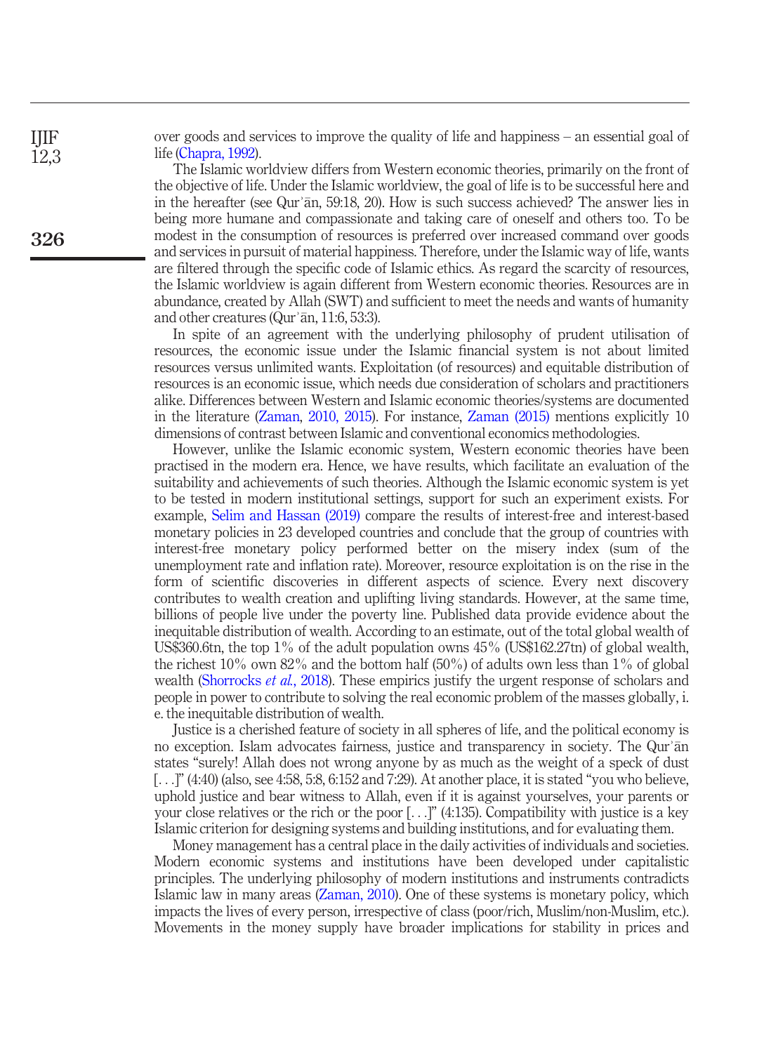over goods and services to improve the quality of life and happiness – an essential goal of life (Chapra, 1992).

The Islamic worldview differs from Western economic theories, primarily on the front of the objective of life. Under the Islamic worldview, the goal of life is to be successful here and in the hereafter (see Qur᾽ān, 59:18, 20). How is such success achieved? The answer lies in being more humane and compassionate and taking care of oneself and others too. To be modest in the consumption of resources is preferred over increased command over goods and services in pursuit of material happiness. Therefore, under the Islamic way of life, wants are filtered through the specific code of Islamic ethics. As regard the scarcity of resources, the Islamic worldview is again different from Western economic theories. Resources are in abundance, created by Allah (SWT) and sufficient to meet the needs and wants of humanity and other creatures (Qur᾽ān, 11:6, 53:3).

In spite of an agreement with the underlying philosophy of prudent utilisation of resources, the economic issue under the Islamic financial system is not about limited resources versus unlimited wants. Exploitation (of resources) and equitable distribution of resources is an economic issue, which needs due consideration of scholars and practitioners alike. Differences between Western and Islamic economic theories/systems are documented in the literature (Zaman, 2010, 2015). For instance, Zaman (2015) mentions explicitly 10 dimensions of contrast between Islamic and conventional economics methodologies.

However, unlike the Islamic economic system, Western economic theories have been practised in the modern era. Hence, we have results, which facilitate an evaluation of the suitability and achievements of such theories. Although the Islamic economic system is yet to be tested in modern institutional settings, support for such an experiment exists. For example, Selim and Hassan (2019) compare the results of interest-free and interest-based monetary policies in 23 developed countries and conclude that the group of countries with interest-free monetary policy performed better on the misery index (sum of the unemployment rate and inflation rate). Moreover, resource exploitation is on the rise in the form of scientific discoveries in different aspects of science. Every next discovery contributes to wealth creation and uplifting living standards. However, at the same time, billions of people live under the poverty line. Published data provide evidence about the inequitable distribution of wealth. According to an estimate, out of the total global wealth of US$360.6tn, the top 1% of the adult population owns 45% (US$162.27tn) of global wealth, the richest 10% own 82% and the bottom half (50%) of adults own less than 1% of global wealth (Shorrocks *et al.*, 2018). These empirics justify the urgent response of scholars and people in power to contribute to solving the real economic problem of the masses globally, i.e. the inequitable distribution of wealth.

Justice is a cherished feature of society in all spheres of life, and the political economy is no exception. Islam advocates fairness, justice and transparency in society. The Qur᾽ān states "surely! Allah does not wrong anyone by as much as the weight of a speck of dust [. . .]" (4:40) (also, see 4:58, 5:8, 6:152 and 7:29). At another place, it is stated "you who believe, uphold justice and bear witness to Allah, even if it is against yourselves, your parents or your close relatives or the rich or the poor [. . .]" (4:135). Compatibility with justice is a key Islamic criterion for designing systems and building institutions, and for evaluating them.

Money management has a central place in the daily activities of individuals and societies. Modern economic systems and institutions have been developed under capitalistic principles. The underlying philosophy of modern institutions and instruments contradicts Islamic law in many areas (Zaman, 2010). One of these systems is monetary policy, which impacts the lives of every person, irrespective of class (poor/rich, Muslim/non-Muslim, etc.). Movements in the money supply have broader implications for stability in prices and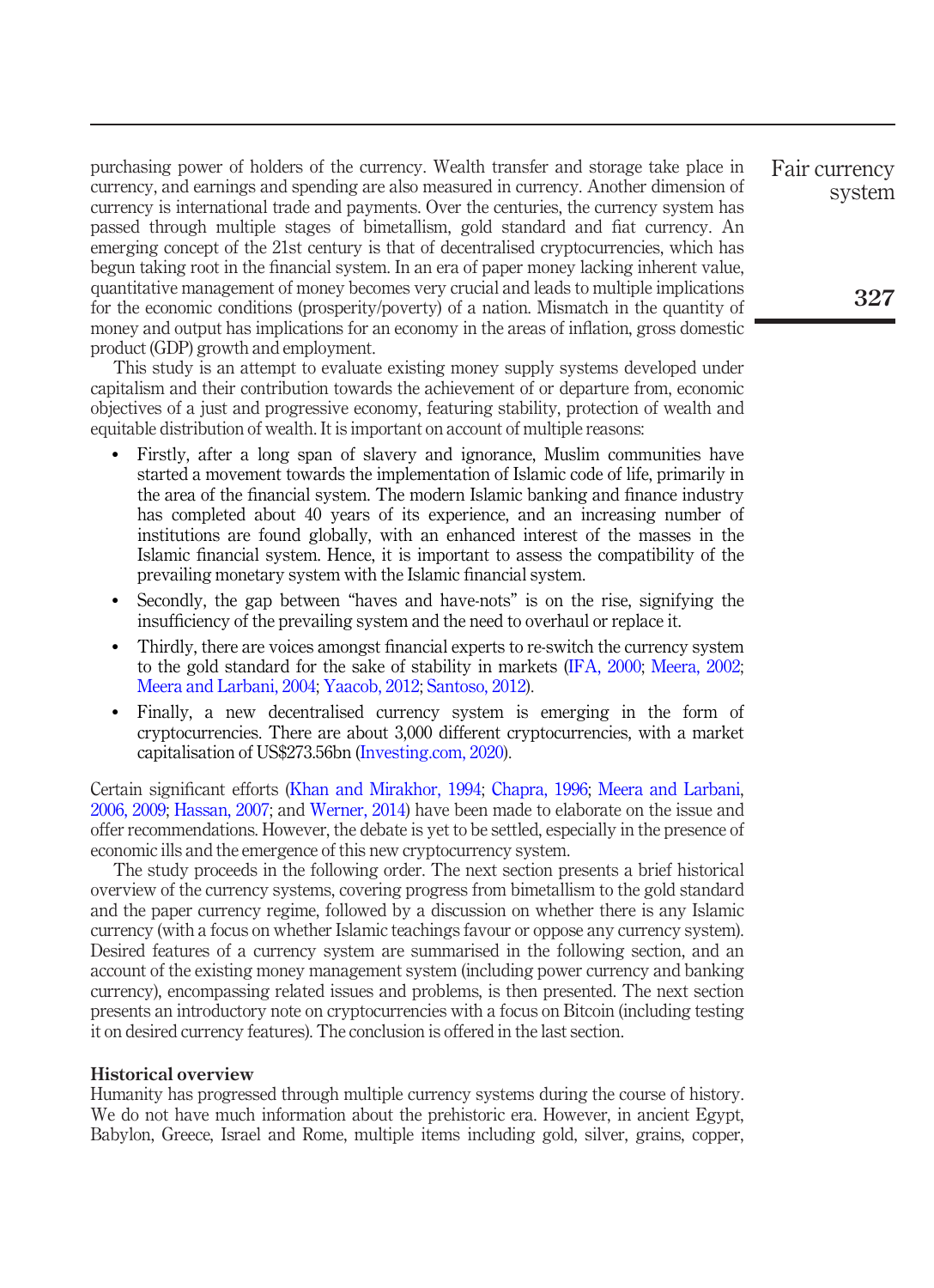purchasing power of holders of the currency. Wealth transfer and storage take place in currency, and earnings and spending are also measured in currency. Another dimension of currency is international trade and payments. Over the centuries, the currency system has passed through multiple stages of bimetallism, gold standard and fiat currency. An emerging concept of the 21st century is that of decentralised cryptocurrencies, which has begun taking root in the financial system. In an era of paper money lacking inherent value, quantitative management of money becomes very crucial and leads to multiple implications for the economic conditions (prosperity/poverty) of a nation. Mismatch in the quantity of money and output has implications for an economy in the areas of inflation, gross domestic product (GDP) growth and employment.

This study is an attempt to evaluate existing money supply systems developed under capitalism and their contribution towards the achievement of or departure from, economic objectives of a just and progressive economy, featuring stability, protection of wealth and equitable distribution of wealth. It is important on account of multiple reasons:

- Firstly, after a long span of slavery and ignorance, Muslim communities have started a movement towards the implementation of Islamic code of life, primarily in the area of the financial system. The modern Islamic banking and finance industry has completed about 40 years of its experience, and an increasing number of institutions are found globally, with an enhanced interest of the masses in the Islamic financial system. Hence, it is important to assess the compatibility of the prevailing monetary system with the Islamic financial system.
- Secondly, the gap between "haves and have-nots" is on the rise, signifying the insufficiency of the prevailing system and the need to overhaul or replace it.
- Thirdly, there are voices amongst financial experts to re-switch the currency system to the gold standard for the sake of stability in markets (IFA, 2000; Meera, 2002; Meera and Larbani, 2004; Yaacob, 2012; Santoso, 2012).
- Finally, a new decentralised currency system is emerging in the form of cryptocurrencies. There are about 3,000 different cryptocurrencies, with a market capitalisation of US$273.56bn (Investing.com, 2020).

Certain significant efforts (Khan and Mirakhor, 1994; Chapra, 1996; Meera and Larbani, 2006, 2009; Hassan, 2007; and Werner, 2014) have been made to elaborate on the issue and offer recommendations. However, the debate is yet to be settled, especially in the presence of economic ills and the emergence of this new cryptocurrency system.

The study proceeds in the following order. The next section presents a brief historical overview of the currency systems, covering progress from bimetallism to the gold standard and the paper currency regime, followed by a discussion on whether there is any Islamic currency (with a focus on whether Islamic teachings favour or oppose any currency system). Desired features of a currency system are summarised in the following section, and an account of the existing money management system (including power currency and banking currency), encompassing related issues and problems, is then presented. The next section presents an introductory note on cryptocurrencies with a focus on Bitcoin (including testing it on desired currency features). The conclusion is offered in the last section.

## Historical overview

Humanity has progressed through multiple currency systems during the course of history. We do not have much information about the prehistoric era. However, in ancient Egypt, Babylon, Greece, Israel and Rome, multiple items including gold, silver, grains, copper,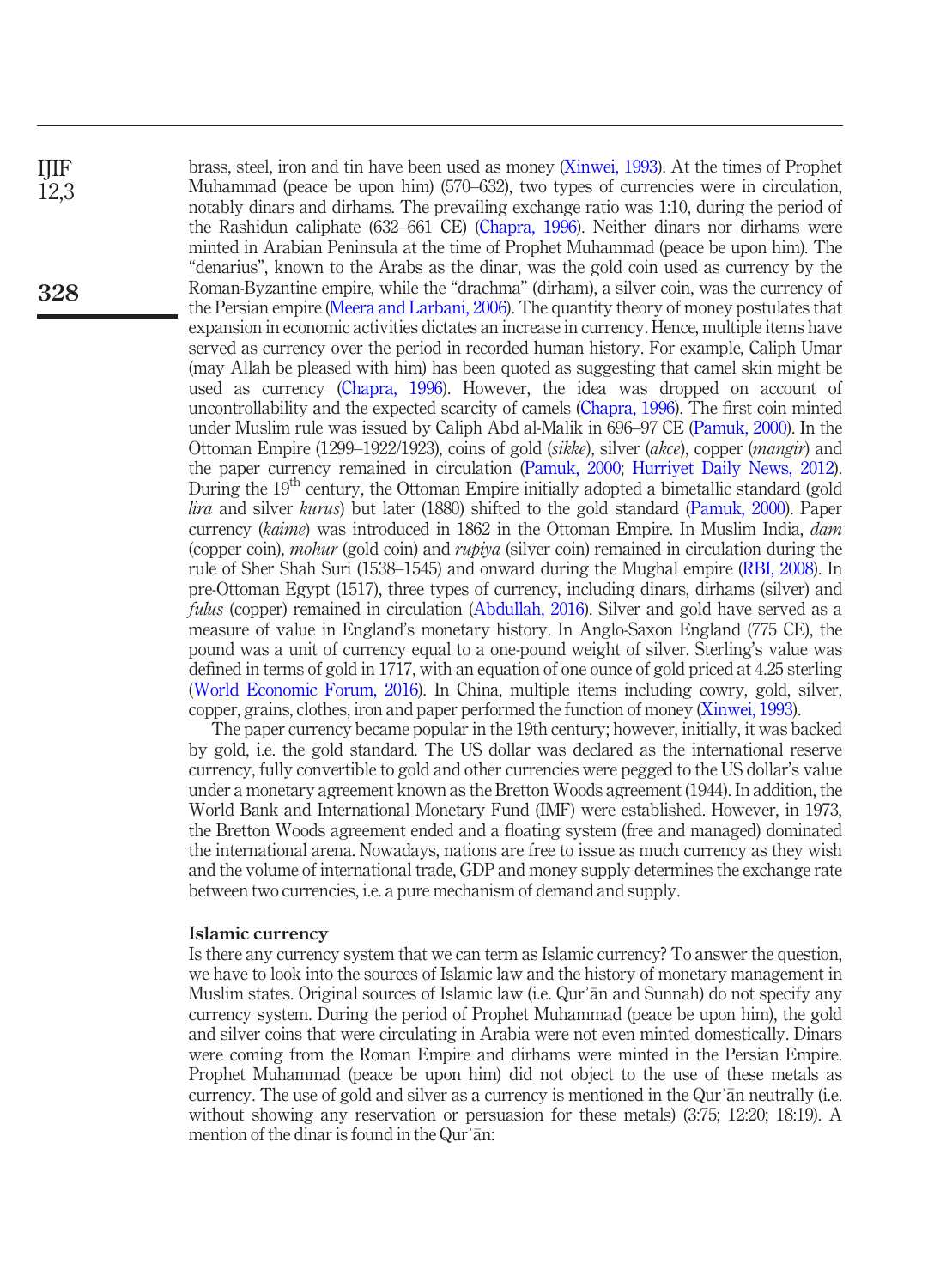brass, steel, iron and tin have been used as money (Xinwei, 1993). At the times of Prophet Muhammad (peace be upon him) (570–632), two types of currencies were in circulation, notably dinars and dirhams. The prevailing exchange ratio was 1:10, during the period of the Rashidun caliphate (632–661 CE) (Chapra, 1996). Neither dinars nor dirhams were minted in Arabian Peninsula at the time of Prophet Muhammad (peace be upon him). The "denarius", known to the Arabs as the dinar, was the gold coin used as currency by the Roman-Byzantine empire, while the "drachma" (dirham), a silver coin, was the currency of the Persian empire (Meera and Larbani, 2006). The quantity theory of money postulates that expansion in economic activities dictates an increase in currency. Hence, multiple items have served as currency over the period in recorded human history. For example, Caliph Umar (may Allah be pleased with him) has been quoted as suggesting that camel skin might be used as currency (Chapra, 1996). However, the idea was dropped on account of uncontrollability and the expected scarcity of camels (Chapra, 1996). The first coin minted under Muslim rule was issued by Caliph Abd al-Malik in 696–97 CE (Pamuk, 2000). In the Ottoman Empire (1299–1922/1923), coins of gold (*sikke*), silver (*akce*), copper (*mangir*) and the paper currency remained in circulation (Pamuk, 2000; Hurriyet Daily News, 2012). During the 19th century, the Ottoman Empire initially adopted a bimetallic standard (gold *lira* and silver *kurus*) but later (1880) shifted to the gold standard (Pamuk, 2000). Paper currency (*kaime*) was introduced in 1862 in the Ottoman Empire. In Muslim India, *dam* (copper coin), *mohur* (gold coin) and *rupiya* (silver coin) remained in circulation during the rule of Sher Shah Suri (1538–1545) and onward during the Mughal empire (RBI, 2008). In pre-Ottoman Egypt (1517), three types of currency, including dinars, dirhams (silver) and *fulus* (copper) remained in circulation (Abdullah, 2016). Silver and gold have served as a measure of value in England's monetary history. In Anglo-Saxon England (775 CE), the pound was a unit of currency equal to a one-pound weight of silver. Sterling's value was defined in terms of gold in 1717, with an equation of one ounce of gold priced at 4.25 sterling (World Economic Forum, 2016). In China, multiple items including cowry, gold, silver, copper, grains, clothes, iron and paper performed the function of money (Xinwei, 1993).

The paper currency became popular in the 19th century; however, initially, it was backed by gold, i.e. the gold standard. The US dollar was declared as the international reserve currency, fully convertible to gold and other currencies were pegged to the US dollar's value under a monetary agreement known as the Bretton Woods agreement (1944). In addition, the World Bank and International Monetary Fund (IMF) were established. However, in 1973, the Bretton Woods agreement ended and a floating system (free and managed) dominated the international arena. Nowadays, nations are free to issue as much currency as they wish and the volume of international trade, GDP and money supply determines the exchange rate between two currencies, i.e. a pure mechanism of demand and supply.

## Islamic currency

Is there any currency system that we can term as Islamic currency? To answer the question, we have to look into the sources of Islamic law and the history of monetary management in Muslim states. Original sources of Islamic law (i.e. Qurʾān and Sunnah) do not specify any currency system. During the period of Prophet Muhammad (peace be upon him), the gold and silver coins that were circulating in Arabia were not even minted domestically. Dinars were coming from the Roman Empire and dirhams were minted in the Persian Empire. Prophet Muhammad (peace be upon him) did not object to the use of these metals as currency. The use of gold and silver as a currency is mentioned in the Qurʾān neutrally (i.e. without showing any reservation or persuasion for these metals) (3:75; 12:20; 18:19). A mention of the dinar is found in the Qurʾān: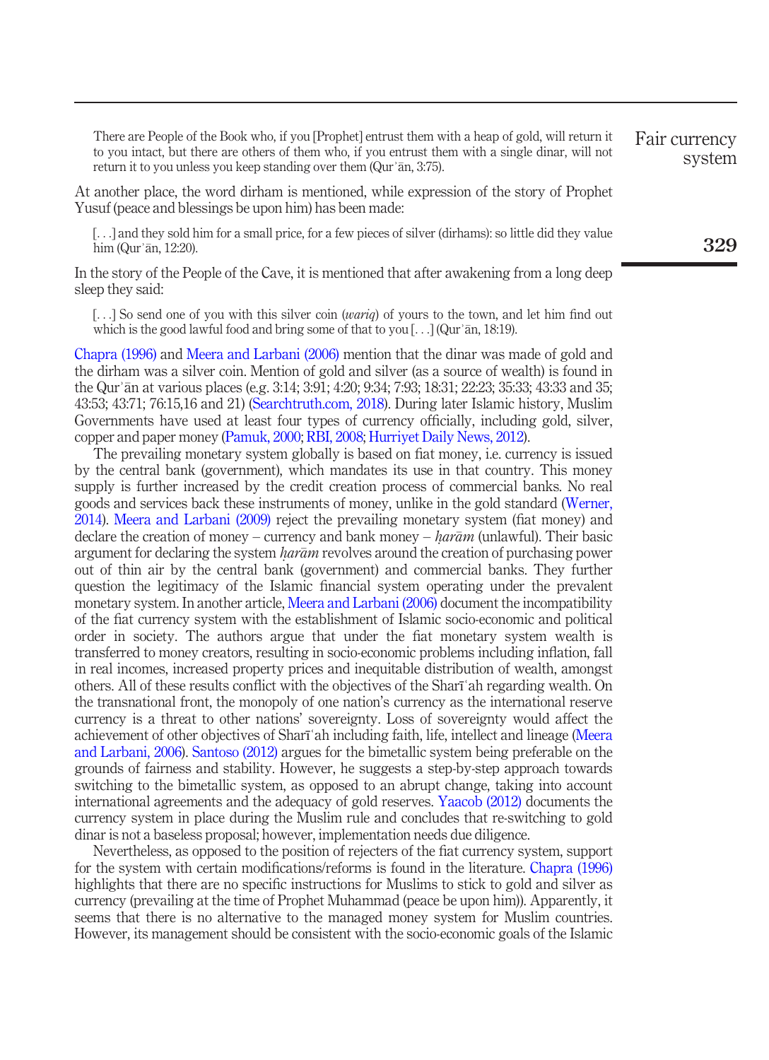> There are People of the Book who, if you [Prophet] entrust them with a heap of gold, will return it to you intact, but there are others of them who, if you entrust them with a single dinar, will not return it to you unless you keep standing over them (Qurʾān, 3:75).

At another place, the word dirham is mentioned, while expression of the story of Prophet Yusuf (peace and blessings be upon him) has been made:

> [. . .] and they sold him for a small price, for a few pieces of silver (dirhams): so little did they value him (Qurʾān, 12:20).

In the story of the People of the Cave, it is mentioned that after awakening from a long deep sleep they said:

> [. . .] So send one of you with this silver coin (*wariq*) of yours to the town, and let him find out which is the good lawful food and bring some of that to you [. . .] (Qurʾān, 18:19).

Chapra (1996) and Meera and Larbani (2006) mention that the dinar was made of gold and the dirham was a silver coin. Mention of gold and silver (as a source of wealth) is found in the Qurʾān at various places (e.g. 3:14; 3:91; 4:20; 9:34; 7:93; 18:31; 22:23; 35:33; 43:33 and 35; 43:53; 43:71; 76:15,16 and 21) (Searchtruth.com, 2018). During later Islamic history, Muslim Governments have used at least four types of currency officially, including gold, silver, copper and paper money (Pamuk, 2000; RBI, 2008; Hurriyet Daily News, 2012).

The prevailing monetary system globally is based on fiat money, i.e. currency is issued by the central bank (government), which mandates its use in that country. This money supply is further increased by the credit creation process of commercial banks. No real goods and services back these instruments of money, unlike in the gold standard (Werner, 2014). Meera and Larbani (2009) reject the prevailing monetary system (fiat money) and declare the creation of money – currency and bank money – *ḥarām* (unlawful). Their basic argument for declaring the system *ḥarām* revolves around the creation of purchasing power out of thin air by the central bank (government) and commercial banks. They further question the legitimacy of the Islamic financial system operating under the prevalent monetary system. In another article, Meera and Larbani (2006) document the incompatibility of the fiat currency system with the establishment of Islamic socio-economic and political order in society. The authors argue that under the fiat monetary system wealth is transferred to money creators, resulting in socio-economic problems including inflation, fall in real incomes, increased property prices and inequitable distribution of wealth, amongst others. All of these results conflict with the objectives of the Sharīʿah regarding wealth. On the transnational front, the monopoly of one nation's currency as the international reserve currency is a threat to other nations' sovereignty. Loss of sovereignty would affect the achievement of other objectives of Sharīʿah including faith, life, intellect and lineage (Meera and Larbani, 2006). Santoso (2012) argues for the bimetallic system being preferable on the grounds of fairness and stability. However, he suggests a step-by-step approach towards switching to the bimetallic system, as opposed to an abrupt change, taking into account international agreements and the adequacy of gold reserves. Yaacob (2012) documents the currency system in place during the Muslim rule and concludes that re-switching to gold dinar is not a baseless proposal; however, implementation needs due diligence.

Nevertheless, as opposed to the position of rejecters of the fiat currency system, support for the system with certain modifications/reforms is found in the literature. Chapra (1996) highlights that there are no specific instructions for Muslims to stick to gold and silver as currency (prevailing at the time of Prophet Muhammad (peace be upon him)). Apparently, it seems that there is no alternative to the managed money system for Muslim countries. However, its management should be consistent with the socio-economic goals of the Islamic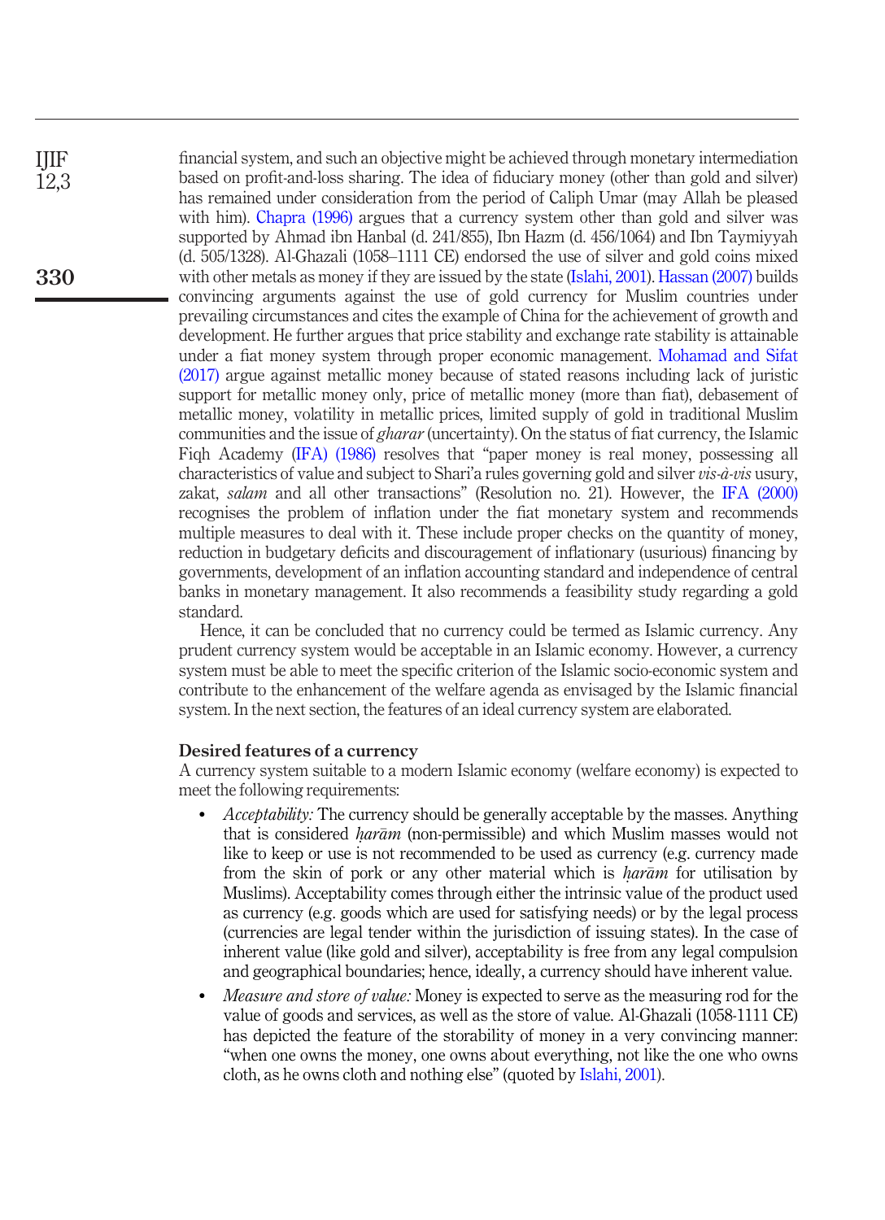financial system, and such an objective might be achieved through monetary intermediation based on profit-and-loss sharing. The idea of fiduciary money (other than gold and silver) has remained under consideration from the period of Caliph Umar (may Allah be pleased with him). Chapra (1996) argues that a currency system other than gold and silver was supported by Ahmad ibn Hanbal (d. 241/855), Ibn Hazm (d. 456/1064) and Ibn Taymiyyah (d. 505/1328). Al-Ghazali (1058–1111 CE) endorsed the use of silver and gold coins mixed with other metals as money if they are issued by the state (Islahi, 2001). Hassan (2007) builds convincing arguments against the use of gold currency for Muslim countries under prevailing circumstances and cites the example of China for the achievement of growth and development. He further argues that price stability and exchange rate stability is attainable under a fiat money system through proper economic management. Mohamad and Sifat (2017) argue against metallic money because of stated reasons including lack of juristic support for metallic money only, price of metallic money (more than fiat), debasement of metallic money, volatility in metallic prices, limited supply of gold in traditional Muslim communities and the issue of *gharar* (uncertainty). On the status of fiat currency, the Islamic Fiqh Academy (IFA) (1986) resolves that "paper money is real money, possessing all characteristics of value and subject to Shari'a rules governing gold and silver *vis-à-vis* usury, zakat, *salam* and all other transactions" (Resolution no. 21). However, the IFA (2000) recognises the problem of inflation under the fiat monetary system and recommends multiple measures to deal with it. These include proper checks on the quantity of money, reduction in budgetary deficits and discouragement of inflationary (usurious) financing by governments, development of an inflation accounting standard and independence of central banks in monetary management. It also recommends a feasibility study regarding a gold standard.

Hence, it can be concluded that no currency could be termed as Islamic currency. Any prudent currency system would be acceptable in an Islamic economy. However, a currency system must be able to meet the specific criterion of the Islamic socio-economic system and contribute to the enhancement of the welfare agenda as envisaged by the Islamic financial system. In the next section, the features of an ideal currency system are elaborated.

## Desired features of a currency

A currency system suitable to a modern Islamic economy (welfare economy) is expected to meet the following requirements:

- *Acceptability:* The currency should be generally acceptable by the masses. Anything that is considered *ḥarām* (non-permissible) and which Muslim masses would not like to keep or use is not recommended to be used as currency (e.g. currency made from the skin of pork or any other material which is *ḥarām* for utilisation by Muslims). Acceptability comes through either the intrinsic value of the product used as currency (e.g. goods which are used for satisfying needs) or by the legal process (currencies are legal tender within the jurisdiction of issuing states). In the case of inherent value (like gold and silver), acceptability is free from any legal compulsion and geographical boundaries; hence, ideally, a currency should have inherent value.
- *Measure and store of value:* Money is expected to serve as the measuring rod for the value of goods and services, as well as the store of value. Al-Ghazali (1058-1111 CE) has depicted the feature of the storability of money in a very convincing manner: "when one owns the money, one owns about everything, not like the one who owns cloth, as he owns cloth and nothing else" (quoted by Islahi, 2001).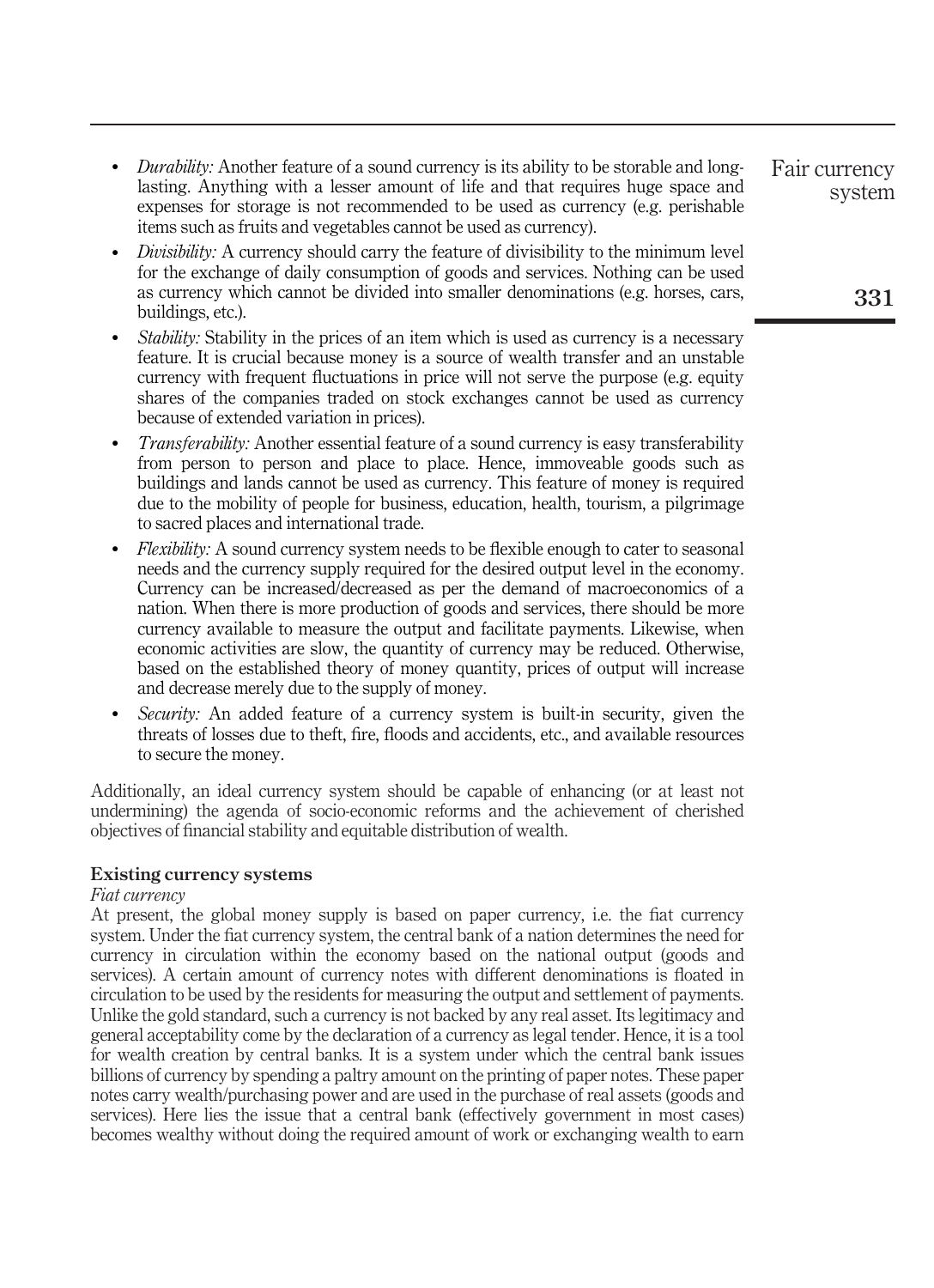- *Durability:* Another feature of a sound currency is its ability to be storable and long-lasting. Anything with a lesser amount of life and that requires huge space and expenses for storage is not recommended to be used as currency (e.g. perishable items such as fruits and vegetables cannot be used as currency).
- *Divisibility:* A currency should carry the feature of divisibility to the minimum level for the exchange of daily consumption of goods and services. Nothing can be used as currency which cannot be divided into smaller denominations (e.g. horses, cars, buildings, etc.).
- *Stability:* Stability in the prices of an item which is used as currency is a necessary feature. It is crucial because money is a source of wealth transfer and an unstable currency with frequent fluctuations in price will not serve the purpose (e.g. equity shares of the companies traded on stock exchanges cannot be used as currency because of extended variation in prices).
- *Transferability:* Another essential feature of a sound currency is easy transferability from person to person and place to place. Hence, immoveable goods such as buildings and lands cannot be used as currency. This feature of money is required due to the mobility of people for business, education, health, tourism, a pilgrimage to sacred places and international trade.
- *Flexibility:* A sound currency system needs to be flexible enough to cater to seasonal needs and the currency supply required for the desired output level in the economy. Currency can be increased/decreased as per the demand of macroeconomics of a nation. When there is more production of goods and services, there should be more currency available to measure the output and facilitate payments. Likewise, when economic activities are slow, the quantity of currency may be reduced. Otherwise, based on the established theory of money quantity, prices of output will increase and decrease merely due to the supply of money.
- *Security:* An added feature of a currency system is built-in security, given the threats of losses due to theft, fire, floods and accidents, etc., and available resources to secure the money.

Additionally, an ideal currency system should be capable of enhancing (or at least not undermining) the agenda of socio-economic reforms and the achievement of cherished objectives of financial stability and equitable distribution of wealth.

## Existing currency systems

### *Fiat currency*

At present, the global money supply is based on paper currency, i.e. the fiat currency system. Under the fiat currency system, the central bank of a nation determines the need for currency in circulation within the economy based on the national output (goods and services). A certain amount of currency notes with different denominations is floated in circulation to be used by the residents for measuring the output and settlement of payments. Unlike the gold standard, such a currency is not backed by any real asset. Its legitimacy and general acceptability come by the declaration of a currency as legal tender. Hence, it is a tool for wealth creation by central banks. It is a system under which the central bank issues billions of currency by spending a paltry amount on the printing of paper notes. These paper notes carry wealth/purchasing power and are used in the purchase of real assets (goods and services). Here lies the issue that a central bank (effectively government in most cases) becomes wealthy without doing the required amount of work or exchanging wealth to earn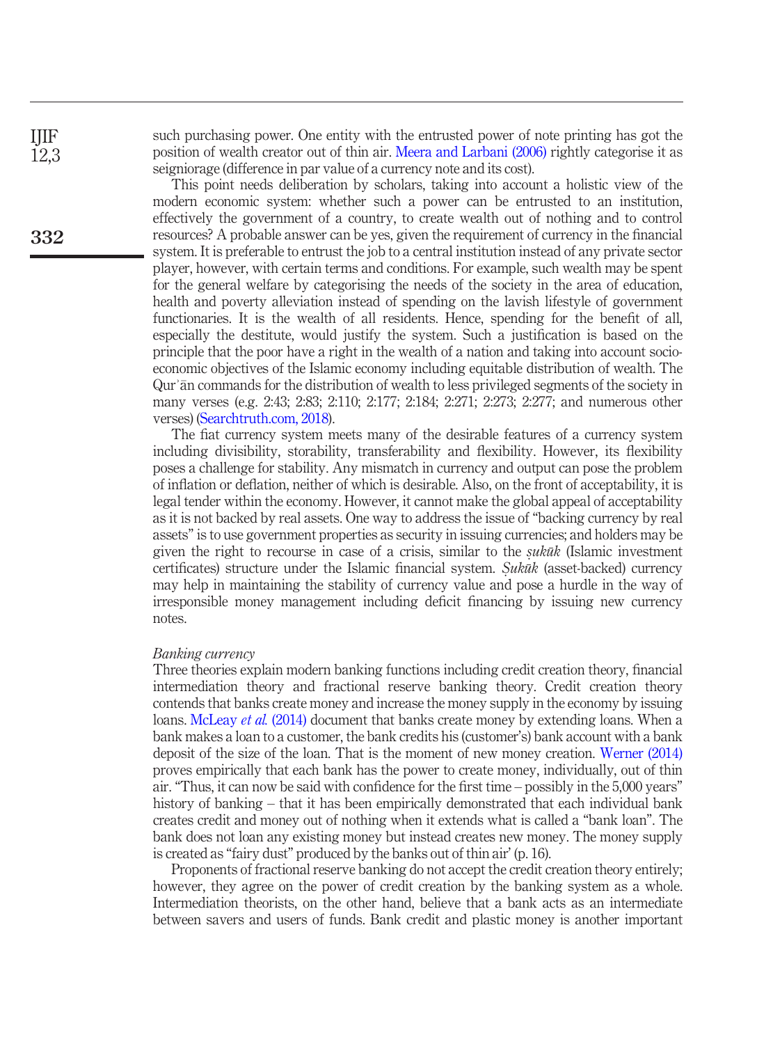such purchasing power. One entity with the entrusted power of note printing has got the position of wealth creator out of thin air. Meera and Larbani (2006) rightly categorise it as seigniorage (difference in par value of a currency note and its cost).

This point needs deliberation by scholars, taking into account a holistic view of the modern economic system: whether such a power can be entrusted to an institution, effectively the government of a country, to create wealth out of nothing and to control resources? A probable answer can be yes, given the requirement of currency in the financial system. It is preferable to entrust the job to a central institution instead of any private sector player, however, with certain terms and conditions. For example, such wealth may be spent for the general welfare by categorising the needs of the society in the area of education, health and poverty alleviation instead of spending on the lavish lifestyle of government functionaries. It is the wealth of all residents. Hence, spending for the benefit of all, especially the destitute, would justify the system. Such a justification is based on the principle that the poor have a right in the wealth of a nation and taking into account socio-economic objectives of the Islamic economy including equitable distribution of wealth. The Qurʾān commands for the distribution of wealth to less privileged segments of the society in many verses (e.g. 2:43; 2:83; 2:110; 2:177; 2:184; 2:271; 2:273; 2:277; and numerous other verses) (Searchtruth.com, 2018).

The fiat currency system meets many of the desirable features of a currency system including divisibility, storability, transferability and flexibility. However, its flexibility poses a challenge for stability. Any mismatch in currency and output can pose the problem of inflation or deflation, neither of which is desirable. Also, on the front of acceptability, it is legal tender within the economy. However, it cannot make the global appeal of acceptability as it is not backed by real assets. One way to address the issue of "backing currency by real assets" is to use government properties as security in issuing currencies; and holders may be given the right to recourse in case of a crisis, similar to the *ṣukūk* (Islamic investment certificates) structure under the Islamic financial system. *Ṣukūk* (asset-backed) currency may help in maintaining the stability of currency value and pose a hurdle in the way of irresponsible money management including deficit financing by issuing new currency notes.

*Banking currency*

Three theories explain modern banking functions including credit creation theory, financial intermediation theory and fractional reserve banking theory. Credit creation theory contends that banks create money and increase the money supply in the economy by issuing loans. McLeay *et al.* (2014) document that banks create money by extending loans. When a bank makes a loan to a customer, the bank credits his (customer's) bank account with a bank deposit of the size of the loan. That is the moment of new money creation. Werner (2014) proves empirically that each bank has the power to create money, individually, out of thin air. "Thus, it can now be said with confidence for the first time – possibly in the 5,000 years" history of banking – that it has been empirically demonstrated that each individual bank creates credit and money out of nothing when it extends what is called a "bank loan". The bank does not loan any existing money but instead creates new money. The money supply is created as "fairy dust" produced by the banks out of thin air' (p. 16).

Proponents of fractional reserve banking do not accept the credit creation theory entirely; however, they agree on the power of credit creation by the banking system as a whole. Intermediation theorists, on the other hand, believe that a bank acts as an intermediate between savers and users of funds. Bank credit and plastic money is another important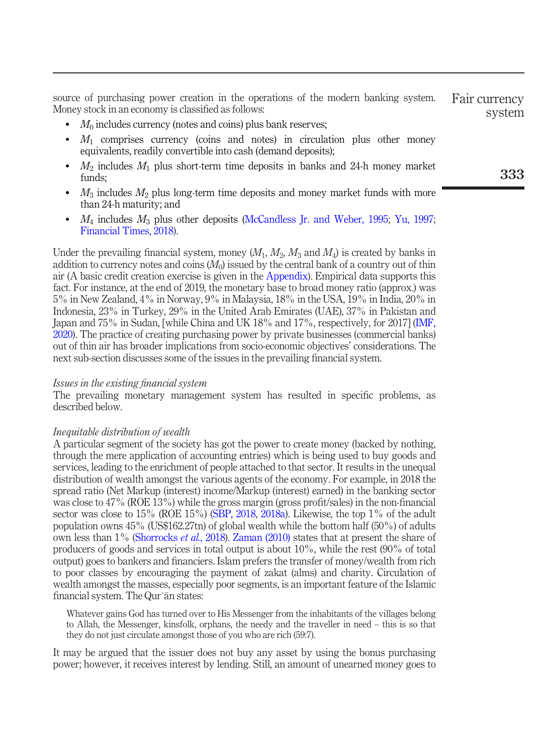source of purchasing power creation in the operations of the modern banking system. Money stock in an economy is classified as follows:

- $M_0$ includes currency (notes and coins) plus bank reserves;
- $M_1$ comprises currency (coins and notes) in circulation plus other money equivalents, readily convertible into cash (demand deposits);
- $M_2$ includes $M_1$ plus short-term time deposits in banks and 24-h money market funds;
- $M_3$ includes $M_2$ plus long-term time deposits and money market funds with more than 24-h maturity; and
- $M_4$ includes $M_3$ plus other deposits (McCandless Jr. and Weber, 1995; Yu, 1997; Financial Times, 2018).

Under the prevailing financial system, money ($M_1$, $M_2$, $M_3$ and $M_4$) is created by banks in addition to currency notes and coins ($M_0$) issued by the central bank of a country out of thin air (A basic credit creation exercise is given in the Appendix). Empirical data supports this fact. For instance, at the end of 2019, the monetary base to broad money ratio (approx.) was 5% in New Zealand, 4% in Norway, 9% in Malaysia, 18% in the USA, 19% in India, 20% in Indonesia, 23% in Turkey, 29% in the United Arab Emirates (UAE), 37% in Pakistan and Japan and 75% in Sudan, [while China and UK 18% and 17%, respectively, for 2017] (IMF, 2020). The practice of creating purchasing power by private businesses (commercial banks) out of thin air has broader implications from socio-economic objectives' considerations. The next sub-section discusses some of the issues in the prevailing financial system.

*Issues in the existing financial system*

The prevailing monetary management system has resulted in specific problems, as described below.

*Inequitable distribution of wealth*

A particular segment of the society has got the power to create money (backed by nothing, through the mere application of accounting entries) which is being used to buy goods and services, leading to the enrichment of people attached to that sector. It results in the unequal distribution of wealth amongst the various agents of the economy. For example, in 2018 the spread ratio (Net Markup (interest) income/Markup (interest) earned) in the banking sector was close to 47% (ROE 13%) while the gross margin (gross profit/sales) in the non-financial sector was close to 15% (ROE 15%) (SBP, 2018, 2018a). Likewise, the top 1% of the adult population owns 45% (US$162.27tn) of global wealth while the bottom half (50%) of adults own less than 1% (Shorrocks *et al.*, 2018). Zaman (2010) states that at present the share of producers of goods and services in total output is about 10%, while the rest (90% of total output) goes to bankers and financiers. Islam prefers the transfer of money/wealth from rich to poor classes by encouraging the payment of zakat (alms) and charity. Circulation of wealth amongst the masses, especially poor segments, is an important feature of the Islamic financial system. The Qur'ān states:

> Whatever gains God has turned over to His Messenger from the inhabitants of the villages belong to Allah, the Messenger, kinsfolk, orphans, the needy and the traveller in need – this is so that they do not just circulate amongst those of you who are rich (59:7).

It may be argued that the issuer does not buy any asset by using the bonus purchasing power; however, it receives interest by lending. Still, an amount of unearned money goes to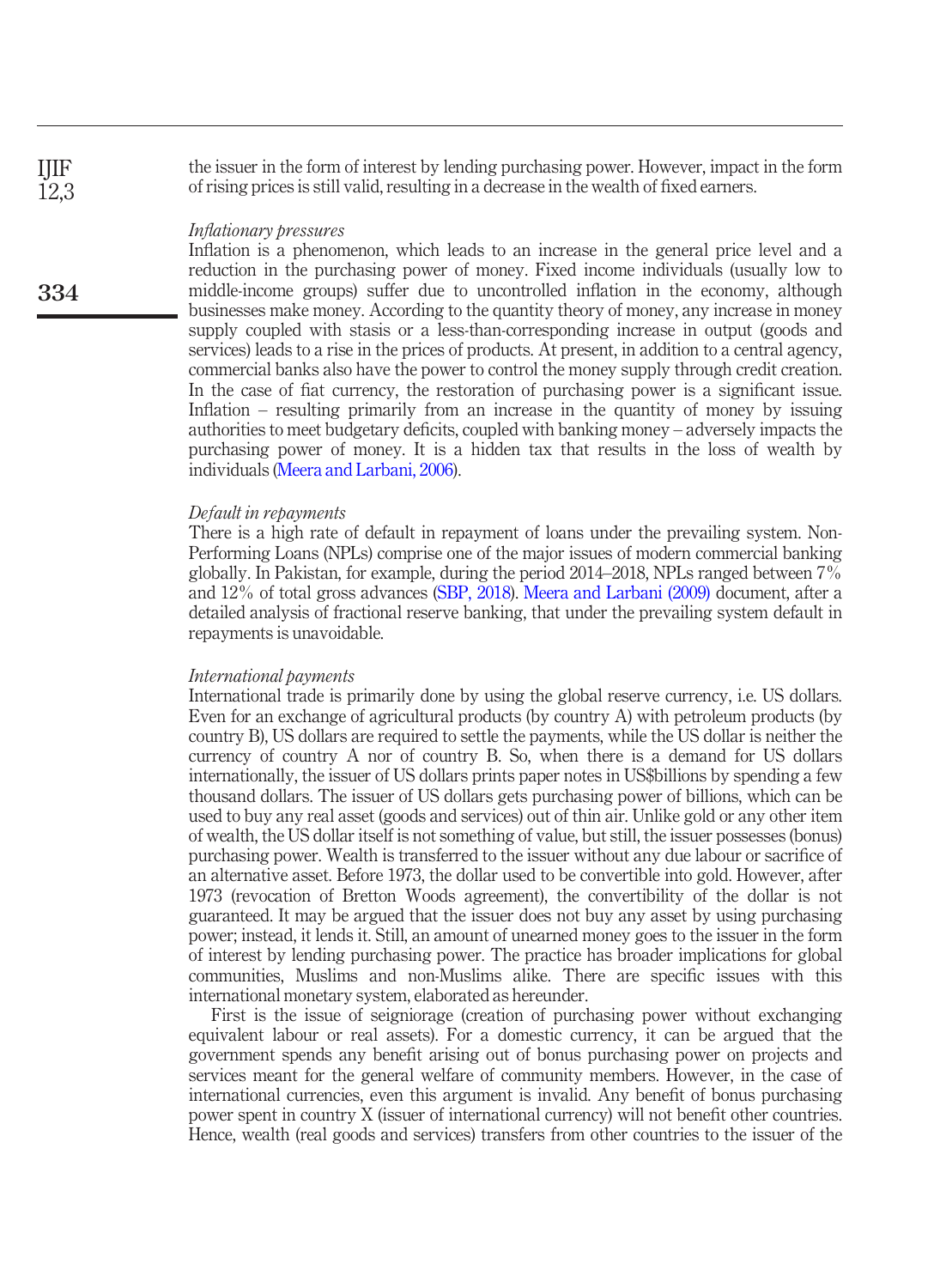the issuer in the form of interest by lending purchasing power. However, impact in the form of rising prices is still valid, resulting in a decrease in the wealth of fixed earners.

*Inflationary pressures*

Inflation is a phenomenon, which leads to an increase in the general price level and a reduction in the purchasing power of money. Fixed income individuals (usually low to middle-income groups) suffer due to uncontrolled inflation in the economy, although businesses make money. According to the quantity theory of money, any increase in money supply coupled with stasis or a less-than-corresponding increase in output (goods and services) leads to a rise in the prices of products. At present, in addition to a central agency, commercial banks also have the power to control the money supply through credit creation. In the case of fiat currency, the restoration of purchasing power is a significant issue. Inflation – resulting primarily from an increase in the quantity of money by issuing authorities to meet budgetary deficits, coupled with banking money – adversely impacts the purchasing power of money. It is a hidden tax that results in the loss of wealth by individuals (Meera and Larbani, 2006).

*Default in repayments*

There is a high rate of default in repayment of loans under the prevailing system. Non-Performing Loans (NPLs) comprise one of the major issues of modern commercial banking globally. In Pakistan, for example, during the period 2014–2018, NPLs ranged between 7% and 12% of total gross advances (SBP, 2018). Meera and Larbani (2009) document, after a detailed analysis of fractional reserve banking, that under the prevailing system default in repayments is unavoidable.

*International payments*

International trade is primarily done by using the global reserve currency, i.e. US dollars. Even for an exchange of agricultural products (by country A) with petroleum products (by country B), US dollars are required to settle the payments, while the US dollar is neither the currency of country A nor of country B. So, when there is a demand for US dollars internationally, the issuer of US dollars prints paper notes in US$billions by spending a few thousand dollars. The issuer of US dollars gets purchasing power of billions, which can be used to buy any real asset (goods and services) out of thin air. Unlike gold or any other item of wealth, the US dollar itself is not something of value, but still, the issuer possesses (bonus) purchasing power. Wealth is transferred to the issuer without any due labour or sacrifice of an alternative asset. Before 1973, the dollar used to be convertible into gold. However, after 1973 (revocation of Bretton Woods agreement), the convertibility of the dollar is not guaranteed. It may be argued that the issuer does not buy any asset by using purchasing power; instead, it lends it. Still, an amount of unearned money goes to the issuer in the form of interest by lending purchasing power. The practice has broader implications for global communities, Muslims and non-Muslims alike. There are specific issues with this international monetary system, elaborated as hereunder.

First is the issue of seigniorage (creation of purchasing power without exchanging equivalent labour or real assets). For a domestic currency, it can be argued that the government spends any benefit arising out of bonus purchasing power on projects and services meant for the general welfare of community members. However, in the case of international currencies, even this argument is invalid. Any benefit of bonus purchasing power spent in country X (issuer of international currency) will not benefit other countries. Hence, wealth (real goods and services) transfers from other countries to the issuer of the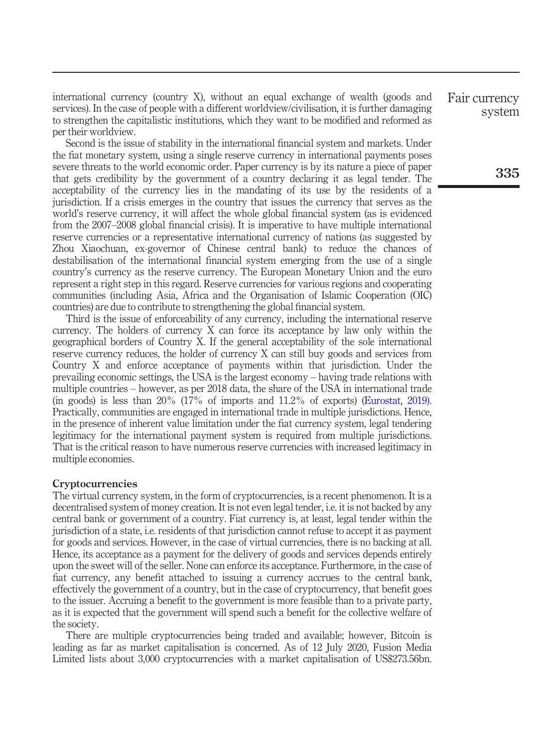international currency (country X), without an equal exchange of wealth (goods and services). In the case of people with a different worldview/civilisation, it is further damaging to strengthen the capitalistic institutions, which they want to be modified and reformed as per their worldview.

Second is the issue of stability in the international financial system and markets. Under the fiat monetary system, using a single reserve currency in international payments poses severe threats to the world economic order. Paper currency is by its nature a piece of paper that gets credibility by the government of a country declaring it as legal tender. The acceptability of the currency lies in the mandating of its use by the residents of a jurisdiction. If a crisis emerges in the country that issues the currency that serves as the world's reserve currency, it will affect the whole global financial system (as is evidenced from the 2007–2008 global financial crisis). It is imperative to have multiple international reserve currencies or a representative international currency of nations (as suggested by Zhou Xiaochuan, ex-governor of Chinese central bank) to reduce the chances of destabilisation of the international financial system emerging from the use of a single country's currency as the reserve currency. The European Monetary Union and the euro represent a right step in this regard. Reserve currencies for various regions and cooperating communities (including Asia, Africa and the Organisation of Islamic Cooperation (OIC) countries) are due to contribute to strengthening the global financial system.

Third is the issue of enforceability of any currency, including the international reserve currency. The holders of currency X can force its acceptance by law only within the geographical borders of Country X. If the general acceptability of the sole international reserve currency reduces, the holder of currency X can still buy goods and services from Country X and enforce acceptance of payments within that jurisdiction. Under the prevailing economic settings, the USA is the largest economy – having trade relations with multiple countries – however, as per 2018 data, the share of the USA in international trade (in goods) is less than 20% (17% of imports and 11.2% of exports) (Eurostat, 2019). Practically, communities are engaged in international trade in multiple jurisdictions. Hence, in the presence of inherent value limitation under the fiat currency system, legal tendering legitimacy for the international payment system is required from multiple jurisdictions. That is the critical reason to have numerous reserve currencies with increased legitimacy in multiple economies.

### Cryptocurrencies

The virtual currency system, in the form of cryptocurrencies, is a recent phenomenon. It is a decentralised system of money creation. It is not even legal tender, i.e. it is not backed by any central bank or government of a country. Fiat currency is, at least, legal tender within the jurisdiction of a state, i.e. residents of that jurisdiction cannot refuse to accept it as payment for goods and services. However, in the case of virtual currencies, there is no backing at all. Hence, its acceptance as a payment for the delivery of goods and services depends entirely upon the sweet will of the seller. None can enforce its acceptance. Furthermore, in the case of fiat currency, any benefit attached to issuing a currency accrues to the central bank, effectively the government of a country, but in the case of cryptocurrency, that benefit goes to the issuer. Accruing a benefit to the government is more feasible than to a private party, as it is expected that the government will spend such a benefit for the collective welfare of the society.

There are multiple cryptocurrencies being traded and available; however, Bitcoin is leading as far as market capitalisation is concerned. As of 12 July 2020, Fusion Media Limited lists about 3,000 cryptocurrencies with a market capitalisation of US$273.56bn.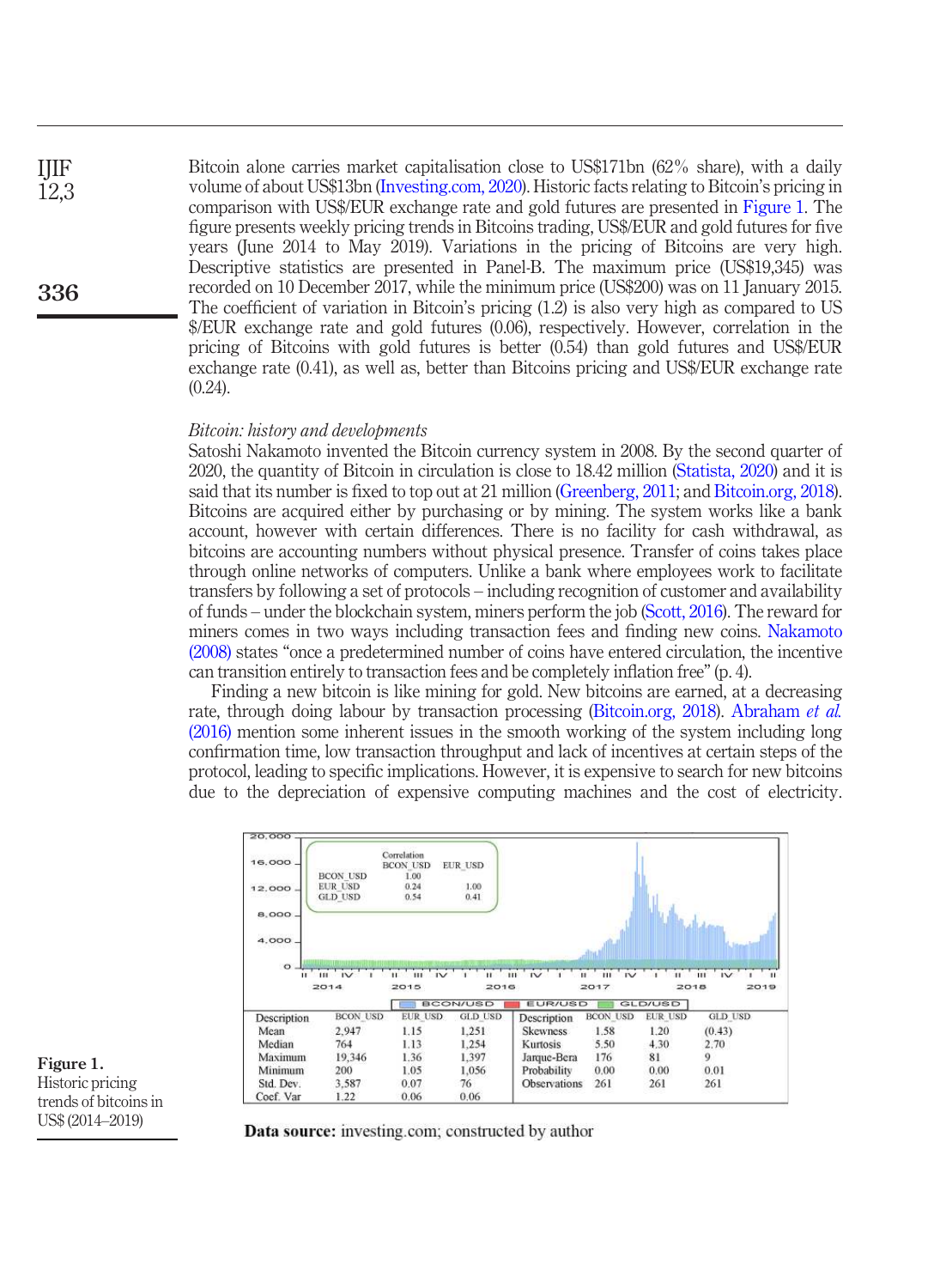Bitcoin alone carries market capitalisation close to US$171bn (62% share), with a daily volume of about US$13bn (Investing.com, 2020). Historic facts relating to Bitcoin's pricing in comparison with US$/EUR exchange rate and gold futures are presented in Figure 1. The figure presents weekly pricing trends in Bitcoins trading, US$/EUR and gold futures for five years (June 2014 to May 2019). Variations in the pricing of Bitcoins are very high. Descriptive statistics are presented in Panel-B. The maximum price (US$19,345) was recorded on 10 December 2017, while the minimum price (US$200) was on 11 January 2015. The coefficient of variation in Bitcoin's pricing (1.2) is also very high as compared to US $/EUR exchange rate and gold futures (0.06), respectively. However, correlation in the pricing of Bitcoins with gold futures is better (0.54) than gold futures and US$/EUR exchange rate (0.41), as well as, better than Bitcoins pricing and US$/EUR exchange rate (0.24).

*Bitcoin: history and developments*

Satoshi Nakamoto invented the Bitcoin currency system in 2008. By the second quarter of 2020, the quantity of Bitcoin in circulation is close to 18.42 million (Statista, 2020) and it is said that its number is fixed to top out at 21 million (Greenberg, 2011; and Bitcoin.org, 2018). Bitcoins are acquired either by purchasing or by mining. The system works like a bank account, however with certain differences. There is no facility for cash withdrawal, as bitcoins are accounting numbers without physical presence. Transfer of coins takes place through online networks of computers. Unlike a bank where employees work to facilitate transfers by following a set of protocols – including recognition of customer and availability of funds – under the blockchain system, miners perform the job (Scott, 2016). The reward for miners comes in two ways including transaction fees and finding new coins. Nakamoto (2008) states "once a predetermined number of coins have entered circulation, the incentive can transition entirely to transaction fees and be completely inflation free" (p. 4).

Finding a new bitcoin is like mining for gold. New bitcoins are earned, at a decreasing rate, through doing labour by transaction processing (Bitcoin.org, 2018). Abraham *et al.* (2016) mention some inherent issues in the smooth working of the system including long confirmation time, low transaction throughput and lack of incentives at certain steps of the protocol, leading to specific implications. However, it is expensive to search for new bitcoins due to the depreciation of expensive computing machines and the cost of electricity.

| Correlation | BCON_USD | EUR_USD |
|---|---|---|
| BCON_USD | 1.00 | |
| EUR_USD | 0.24 | 1.00 |
| GLD_USD | 0.54 | 0.41 |

| Description | BCON_USD | EUR_USD | GLD_USD | Description | BCON_USD | EUR_USD | GLD_USD |
|---|---|---|---|---|---|---|---|
| Mean | 2,947 | 1.15 | 1,251 | Skewness | 1.58 | 1.20 | (0.43) |
| Median | 764 | 1.13 | 1,254 | Kurtosis | 5.50 | 4.30 | 2.70 |
| Maximum | 19,346 | 1.36 | 1,397 | Jarque-Bera | 176 | 81 | 9 |
| Minimum | 200 | 1.05 | 1,056 | Probability | 0.00 | 0.00 | 0.01 |
| Std. Dev. | 3,587 | 0.07 | 76 | Observations | 261 | 261 | 261 |
| Coef. Var | 1.22 | 0.06 | 0.06 | | | | |

**Data source:** investing.com; constructed by author

**Figure 1.** Historic pricing trends of bitcoins in US$ (2014–2019)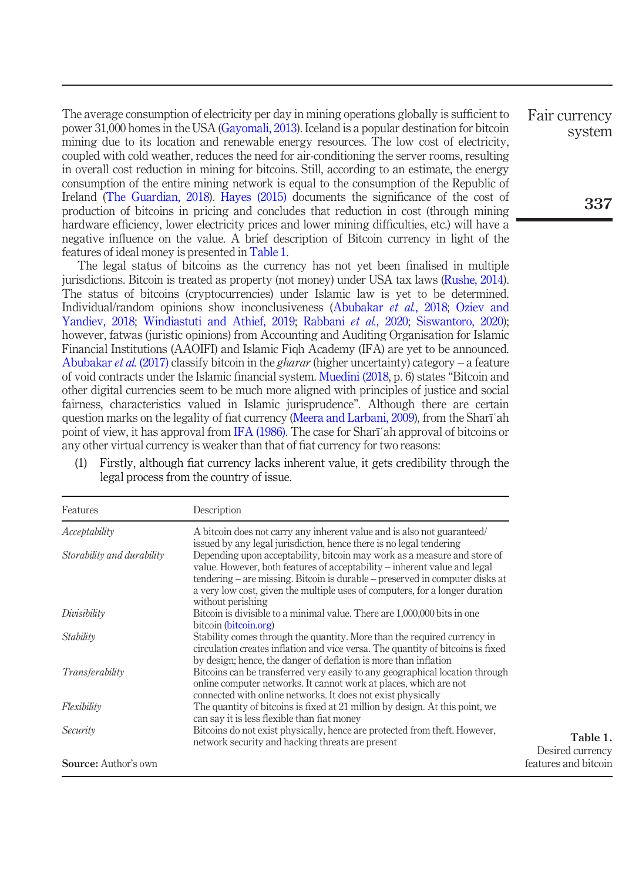The average consumption of electricity per day in mining operations globally is sufficient to power 31,000 homes in the USA (Gayomali, 2013). Iceland is a popular destination for bitcoin mining due to its location and renewable energy resources. The low cost of electricity, coupled with cold weather, reduces the need for air-conditioning the server rooms, resulting in overall cost reduction in mining for bitcoins. Still, according to an estimate, the energy consumption of the entire mining network is equal to the consumption of the Republic of Ireland (The Guardian, 2018). Hayes (2015) documents the significance of the cost of production of bitcoins in pricing and concludes that reduction in cost (through mining hardware efficiency, lower electricity prices and lower mining difficulties, etc.) will have a negative influence on the value. A brief description of Bitcoin currency in light of the features of ideal money is presented in Table 1.

The legal status of bitcoins as the currency has not yet been finalised in multiple jurisdictions. Bitcoin is treated as property (not money) under USA tax laws (Rushe, 2014). The status of bitcoins (cryptocurrencies) under Islamic law is yet to be determined. Individual/random opinions show inconclusiveness (Abubakar *et al.*, 2018; Oziev and Yandiev, 2018; Windiastuti and Athief, 2019; Rabbani *et al.*, 2020; Siswantoro, 2020); however, fatwas (juristic opinions) from Accounting and Auditing Organisation for Islamic Financial Institutions (AAOIFI) and Islamic Fiqh Academy (IFA) are yet to be announced. Abubakar *et al.* (2017) classify bitcoin in the *gharar* (higher uncertainty) category – a feature of void contracts under the Islamic financial system. Muedini (2018, p. 6) states "Bitcoin and other digital currencies seem to be much more aligned with principles of justice and social fairness, characteristics valued in Islamic jurisprudence". Although there are certain question marks on the legality of fiat currency (Meera and Larbani, 2009), from the Sharīʿah point of view, it has approval from IFA (1986). The case for Sharīʿah approval of bitcoins or any other virtual currency is weaker than that of fiat currency for two reasons:

(1) Firstly, although fiat currency lacks inherent value, it gets credibility through the legal process from the country of issue.

| Features | Description |
|---|---|
| *Acceptability* | A bitcoin does not carry any inherent value and is also not guaranteed/ issued by any legal jurisdiction, hence there is no legal tendering |
| *Storability and durability* | Depending upon acceptability, bitcoin may work as a measure and store of value. However, both features of acceptability – inherent value and legal tendering – are missing. Bitcoin is durable – preserved in computer disks at a very low cost, given the multiple uses of computers, for a longer duration without perishing |
| *Divisibility* | Bitcoin is divisible to a minimal value. There are 1,000,000 bits in one bitcoin (bitcoin.org) |
| *Stability* | Stability comes through the quantity. More than the required currency in circulation creates inflation and vice versa. The quantity of bitcoins is fixed by design; hence, the danger of deflation is more than inflation |
| *Transferability* | Bitcoins can be transferred very easily to any geographical location through online computer networks. It cannot work at places, which are not connected with online networks. It does not exist physically |
| *Flexibility* | The quantity of bitcoins is fixed at 21 million by design. At this point, we can say it is less flexible than fiat money |
| *Security* | Bitcoins do not exist physically, hence are protected from theft. However, network security and hacking threats are present |

**Source:** Author's own

**Table 1.** Desired currency features and bitcoin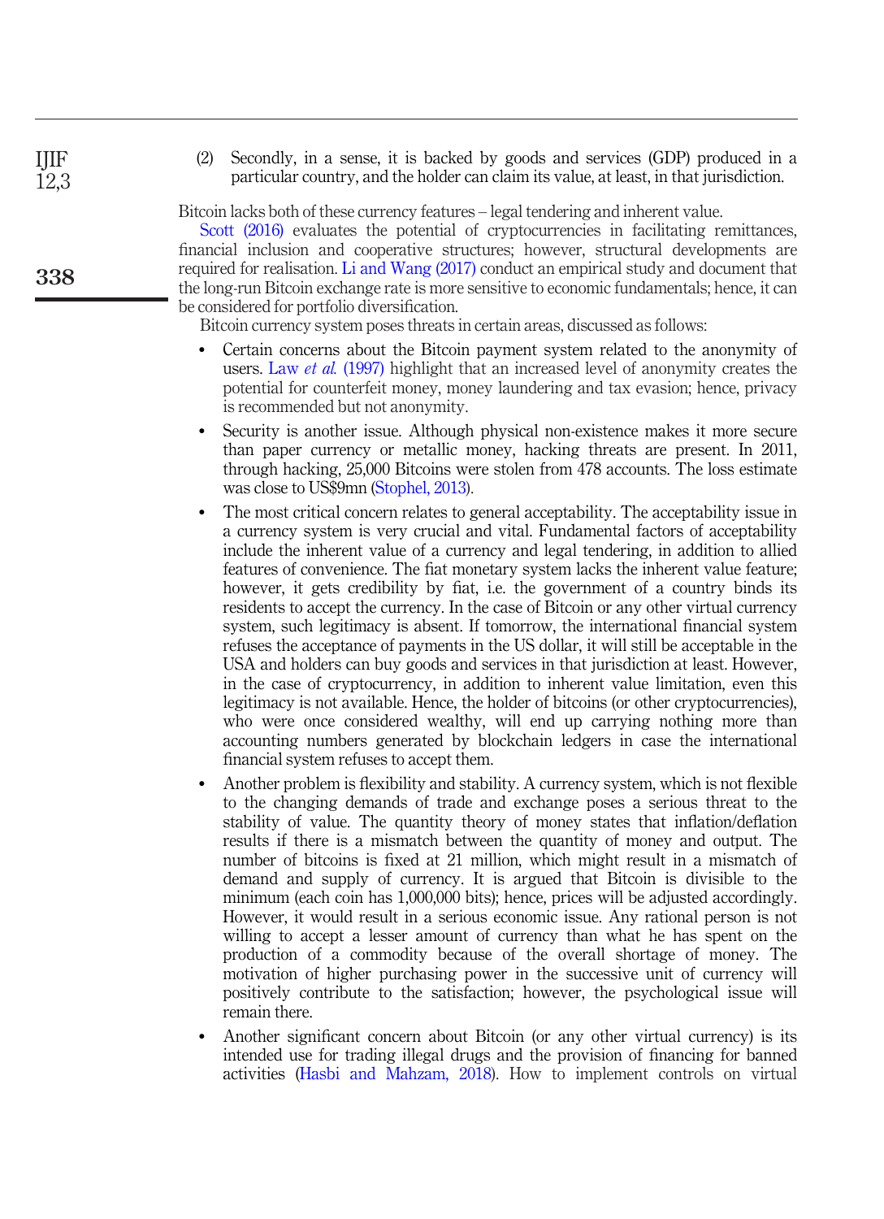(2) Secondly, in a sense, it is backed by goods and services (GDP) produced in a particular country, and the holder can claim its value, at least, in that jurisdiction.

Bitcoin lacks both of these currency features – legal tendering and inherent value.

Scott (2016) evaluates the potential of cryptocurrencies in facilitating remittances, financial inclusion and cooperative structures; however, structural developments are required for realisation. Li and Wang (2017) conduct an empirical study and document that the long-run Bitcoin exchange rate is more sensitive to economic fundamentals; hence, it can be considered for portfolio diversification.

Bitcoin currency system poses threats in certain areas, discussed as follows:

- Certain concerns about the Bitcoin payment system related to the anonymity of users. Law *et al.* (1997) highlight that an increased level of anonymity creates the potential for counterfeit money, money laundering and tax evasion; hence, privacy is recommended but not anonymity.
- Security is another issue. Although physical non-existence makes it more secure than paper currency or metallic money, hacking threats are present. In 2011, through hacking, 25,000 Bitcoins were stolen from 478 accounts. The loss estimate was close to US$9mn (Stophel, 2013).
- The most critical concern relates to general acceptability. The acceptability issue in a currency system is very crucial and vital. Fundamental factors of acceptability include the inherent value of a currency and legal tendering, in addition to allied features of convenience. The fiat monetary system lacks the inherent value feature; however, it gets credibility by fiat, i.e. the government of a country binds its residents to accept the currency. In the case of Bitcoin or any other virtual currency system, such legitimacy is absent. If tomorrow, the international financial system refuses the acceptance of payments in the US dollar, it will still be acceptable in the USA and holders can buy goods and services in that jurisdiction at least. However, in the case of cryptocurrency, in addition to inherent value limitation, even this legitimacy is not available. Hence, the holder of bitcoins (or other cryptocurrencies), who were once considered wealthy, will end up carrying nothing more than accounting numbers generated by blockchain ledgers in case the international financial system refuses to accept them.
- Another problem is flexibility and stability. A currency system, which is not flexible to the changing demands of trade and exchange poses a serious threat to the stability of value. The quantity theory of money states that inflation/deflation results if there is a mismatch between the quantity of money and output. The number of bitcoins is fixed at 21 million, which might result in a mismatch of demand and supply of currency. It is argued that Bitcoin is divisible to the minimum (each coin has 1,000,000 bits); hence, prices will be adjusted accordingly. However, it would result in a serious economic issue. Any rational person is not willing to accept a lesser amount of currency than what he has spent on the production of a commodity because of the overall shortage of money. The motivation of higher purchasing power in the successive unit of currency will positively contribute to the satisfaction; however, the psychological issue will remain there.
- Another significant concern about Bitcoin (or any other virtual currency) is its intended use for trading illegal drugs and the provision of financing for banned activities (Hasbi and Mahzam, 2018). How to implement controls on virtual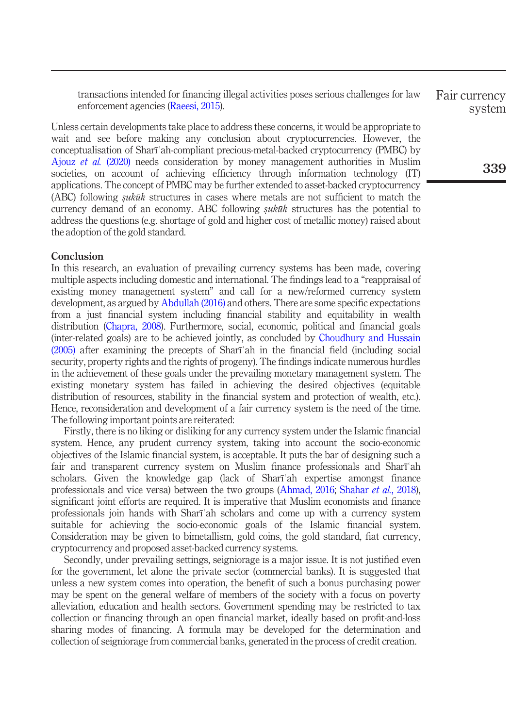transactions intended for financing illegal activities poses serious challenges for law enforcement agencies (Raeesi, 2015).

Unless certain developments take place to address these concerns, it would be appropriate to wait and see before making any conclusion about cryptocurrencies. However, the conceptualisation of Sharīʿah-compliant precious-metal-backed cryptocurrency (PMBC) by Ajouz *et al.* (2020) needs consideration by money management authorities in Muslim societies, on account of achieving efficiency through information technology (IT) applications. The concept of PMBC may be further extended to asset-backed cryptocurrency (ABC) following *ṣukūk* structures in cases where metals are not sufficient to match the currency demand of an economy. ABC following *ṣukūk* structures has the potential to address the questions (e.g. shortage of gold and higher cost of metallic money) raised about the adoption of the gold standard.

## Conclusion

In this research, an evaluation of prevailing currency systems has been made, covering multiple aspects including domestic and international. The findings lead to a "reappraisal of existing money management system" and call for a new/reformed currency system development, as argued by Abdullah (2016) and others. There are some specific expectations from a just financial system including financial stability and equitability in wealth distribution (Chapra, 2008). Furthermore, social, economic, political and financial goals (inter-related goals) are to be achieved jointly, as concluded by Choudhury and Hussain (2005) after examining the precepts of Sharīʿah in the financial field (including social security, property rights and the rights of progeny). The findings indicate numerous hurdles in the achievement of these goals under the prevailing monetary management system. The existing monetary system has failed in achieving the desired objectives (equitable distribution of resources, stability in the financial system and protection of wealth, etc.). Hence, reconsideration and development of a fair currency system is the need of the time. The following important points are reiterated:

Firstly, there is no liking or disliking for any currency system under the Islamic financial system. Hence, any prudent currency system, taking into account the socio-economic objectives of the Islamic financial system, is acceptable. It puts the bar of designing such a fair and transparent currency system on Muslim finance professionals and Sharīʿah scholars. Given the knowledge gap (lack of Sharīʿah expertise amongst finance professionals and vice versa) between the two groups (Ahmad, 2016; Shahar *et al.*, 2018), significant joint efforts are required. It is imperative that Muslim economists and finance professionals join hands with Sharīʿah scholars and come up with a currency system suitable for achieving the socio-economic goals of the Islamic financial system. Consideration may be given to bimetallism, gold coins, the gold standard, fiat currency, cryptocurrency and proposed asset-backed currency systems.

Secondly, under prevailing settings, seigniorage is a major issue. It is not justified even for the government, let alone the private sector (commercial banks). It is suggested that unless a new system comes into operation, the benefit of such a bonus purchasing power may be spent on the general welfare of members of the society with a focus on poverty alleviation, education and health sectors. Government spending may be restricted to tax collection or financing through an open financial market, ideally based on profit-and-loss sharing modes of financing. A formula may be developed for the determination and collection of seigniorage from commercial banks, generated in the process of credit creation.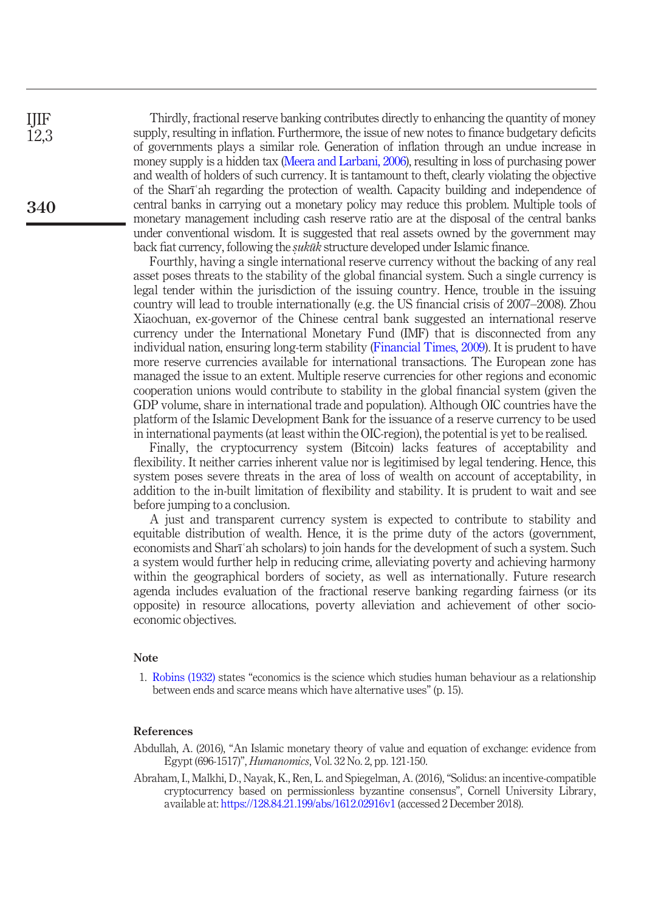Thirdly, fractional reserve banking contributes directly to enhancing the quantity of money supply, resulting in inflation. Furthermore, the issue of new notes to finance budgetary deficits of governments plays a similar role. Generation of inflation through an undue increase in money supply is a hidden tax (Meera and Larbani, 2006), resulting in loss of purchasing power and wealth of holders of such currency. It is tantamount to theft, clearly violating the objective of the Sharīʿah regarding the protection of wealth. Capacity building and independence of central banks in carrying out a monetary policy may reduce this problem. Multiple tools of monetary management including cash reserve ratio are at the disposal of the central banks under conventional wisdom. It is suggested that real assets owned by the government may back fiat currency, following the *ṣukūk* structure developed under Islamic finance.

Fourthly, having a single international reserve currency without the backing of any real asset poses threats to the stability of the global financial system. Such a single currency is legal tender within the jurisdiction of the issuing country. Hence, trouble in the issuing country will lead to trouble internationally (e.g. the US financial crisis of 2007–2008). Zhou Xiaochuan, ex-governor of the Chinese central bank suggested an international reserve currency under the International Monetary Fund (IMF) that is disconnected from any individual nation, ensuring long-term stability (Financial Times, 2009). It is prudent to have more reserve currencies available for international transactions. The European zone has managed the issue to an extent. Multiple reserve currencies for other regions and economic cooperation unions would contribute to stability in the global financial system (given the GDP volume, share in international trade and population). Although OIC countries have the platform of the Islamic Development Bank for the issuance of a reserve currency to be used in international payments (at least within the OIC-region), the potential is yet to be realised.

Finally, the cryptocurrency system (Bitcoin) lacks features of acceptability and flexibility. It neither carries inherent value nor is legitimised by legal tendering. Hence, this system poses severe threats in the area of loss of wealth on account of acceptability, in addition to the in-built limitation of flexibility and stability. It is prudent to wait and see before jumping to a conclusion.

A just and transparent currency system is expected to contribute to stability and equitable distribution of wealth. Hence, it is the prime duty of the actors (government, economists and Sharīʿah scholars) to join hands for the development of such a system. Such a system would further help in reducing crime, alleviating poverty and achieving harmony within the geographical borders of society, as well as internationally. Future research agenda includes evaluation of the fractional reserve banking regarding fairness (or its opposite) in resource allocations, poverty alleviation and achievement of other socio-economic objectives.

## Note

1. Robins (1932) states "economics is the science which studies human behaviour as a relationship between ends and scarce means which have alternative uses" (p. 15).

## References

Abdullah, A. (2016), "An Islamic monetary theory of value and equation of exchange: evidence from Egypt (696-1517)", *Humanomics*, Vol. 32 No. 2, pp. 121-150.

Abraham, I., Malkhi, D., Nayak, K., Ren, L. and Spiegelman, A. (2016), "Solidus: an incentive-compatible cryptocurrency based on permissionless byzantine consensus", Cornell University Library, available at: https://128.84.21.199/abs/1612.02916v1 (accessed 2 December 2018).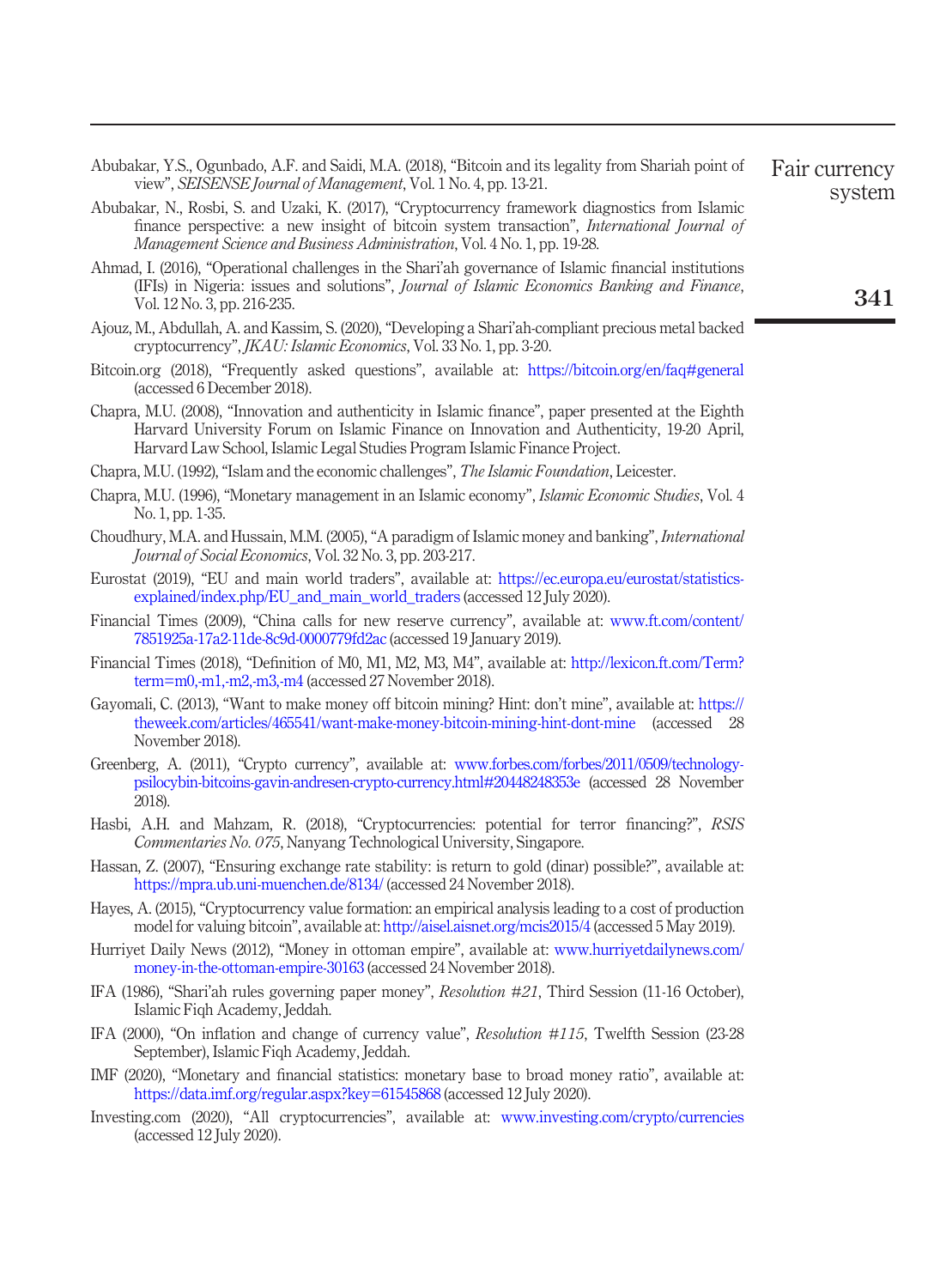Abubakar, Y.S., Ogunbado, A.F. and Saidi, M.A. (2018), "Bitcoin and its legality from Shariah point of view", *SEISENSE Journal of Management*, Vol. 1 No. 4, pp. 13-21.

Abubakar, N., Rosbi, S. and Uzaki, K. (2017), "Cryptocurrency framework diagnostics from Islamic finance perspective: a new insight of bitcoin system transaction", *International Journal of Management Science and Business Administration*, Vol. 4 No. 1, pp. 19-28.

Ahmad, I. (2016), "Operational challenges in the Shari'ah governance of Islamic financial institutions (IFIs) in Nigeria: issues and solutions", *Journal of Islamic Economics Banking and Finance*, Vol. 12 No. 3, pp. 216-235.

Ajouz, M., Abdullah, A. and Kassim, S. (2020), "Developing a Shari'ah-compliant precious metal backed cryptocurrency", *JKAU: Islamic Economics*, Vol. 33 No. 1, pp. 3-20.

Bitcoin.org (2018), "Frequently asked questions", available at: https://bitcoin.org/en/faq#general (accessed 6 December 2018).

Chapra, M.U. (2008), "Innovation and authenticity in Islamic finance", paper presented at the Eighth Harvard University Forum on Islamic Finance on Innovation and Authenticity, 19-20 April, Harvard Law School, Islamic Legal Studies Program Islamic Finance Project.

Chapra, M.U. (1992), "Islam and the economic challenges", *The Islamic Foundation*, Leicester.

Chapra, M.U. (1996), "Monetary management in an Islamic economy", *Islamic Economic Studies*, Vol. 4 No. 1, pp. 1-35.

Choudhury, M.A. and Hussain, M.M. (2005), "A paradigm of Islamic money and banking", *International Journal of Social Economics*, Vol. 32 No. 3, pp. 203-217.

Eurostat (2019), "EU and main world traders", available at: https://ec.europa.eu/eurostat/statistics-explained/index.php/EU_and_main_world_traders (accessed 12 July 2020).

Financial Times (2009), "China calls for new reserve currency", available at: www.ft.com/content/7851925a-17a2-11de-8c9d-0000779fd2ac (accessed 19 January 2019).

Financial Times (2018), "Definition of M0, M1, M2, M3, M4", available at: http://lexicon.ft.com/Term?term=m0,-m1,-m2,-m3,-m4 (accessed 27 November 2018).

Gayomali, C. (2013), "Want to make money off bitcoin mining? Hint: don't mine", available at: https://theweek.com/articles/465541/want-make-money-bitcoin-mining-hint-dont-mine (accessed 28 November 2018).

Greenberg, A. (2011), "Crypto currency", available at: www.forbes.com/forbes/2011/0509/technology-psilocybin-bitcoins-gavin-andresen-crypto-currency.html#20448248353e (accessed 28 November 2018).

Hasbi, A.H. and Mahzam, R. (2018), "Cryptocurrencies: potential for terror financing?", *RSIS Commentaries No. 075*, Nanyang Technological University, Singapore.

Hassan, Z. (2007), "Ensuring exchange rate stability: is return to gold (dinar) possible?", available at: https://mpra.ub.uni-muenchen.de/8134/ (accessed 24 November 2018).

Hayes, A. (2015), "Cryptocurrency value formation: an empirical analysis leading to a cost of production model for valuing bitcoin", available at: http://aisel.aisnet.org/mcis2015/4 (accessed 5 May 2019).

Hurriyet Daily News (2012), "Money in ottoman empire", available at: www.hurriyetdailynews.com/money-in-the-ottoman-empire-30163 (accessed 24 November 2018).

IFA (1986), "Shari'ah rules governing paper money", *Resolution #21*, Third Session (11-16 October), Islamic Fiqh Academy, Jeddah.

IFA (2000), "On inflation and change of currency value", *Resolution #115*, Twelfth Session (23-28 September), Islamic Fiqh Academy, Jeddah.

IMF (2020), "Monetary and financial statistics: monetary base to broad money ratio", available at: https://data.imf.org/regular.aspx?key=61545868 (accessed 12 July 2020).

Investing.com (2020), "All cryptocurrencies", available at: www.investing.com/crypto/currencies (accessed 12 July 2020).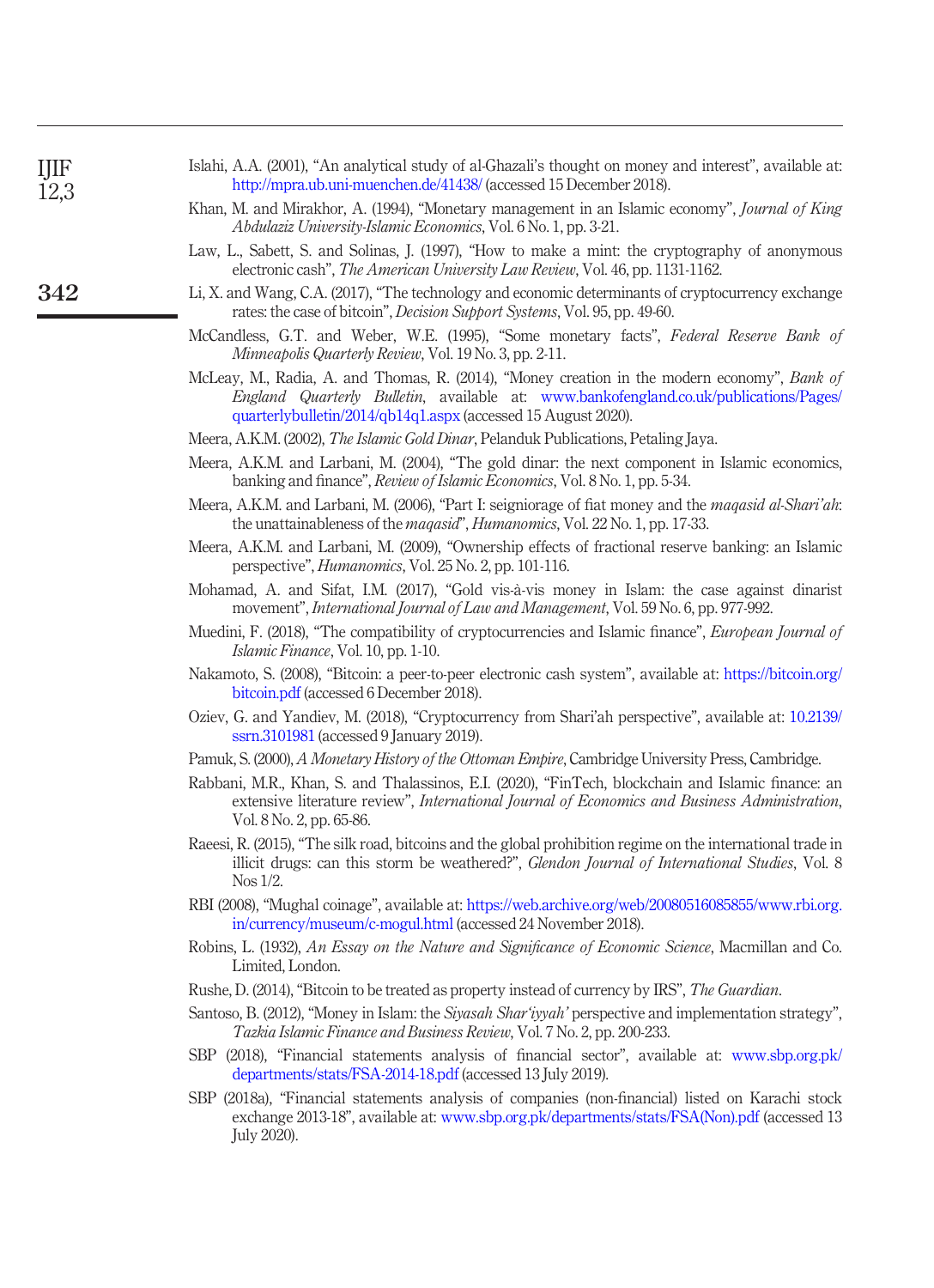Islahi, A.A. (2001), "An analytical study of al-Ghazali's thought on money and interest", available at: http://mpra.ub.uni-muenchen.de/41438/ (accessed 15 December 2018).

Khan, M. and Mirakhor, A. (1994), "Monetary management in an Islamic economy", *Journal of King Abdulaziz University-Islamic Economics*, Vol. 6 No. 1, pp. 3-21.

Law, L., Sabett, S. and Solinas, J. (1997), "How to make a mint: the cryptography of anonymous electronic cash", *The American University Law Review*, Vol. 46, pp. 1131-1162.

Li, X. and Wang, C.A. (2017), "The technology and economic determinants of cryptocurrency exchange rates: the case of bitcoin", *Decision Support Systems*, Vol. 95, pp. 49-60.

McCandless, G.T. and Weber, W.E. (1995), "Some monetary facts", *Federal Reserve Bank of Minneapolis Quarterly Review*, Vol. 19 No. 3, pp. 2-11.

McLeay, M., Radia, A. and Thomas, R. (2014), "Money creation in the modern economy", *Bank of England Quarterly Bulletin*, available at: www.bankofengland.co.uk/publications/Pages/quarterlybulletin/2014/qb14q1.aspx (accessed 15 August 2020).

Meera, A.K.M. (2002), *The Islamic Gold Dinar*, Pelanduk Publications, Petaling Jaya.

Meera, A.K.M. and Larbani, M. (2004), "The gold dinar: the next component in Islamic economics, banking and finance", *Review of Islamic Economics*, Vol. 8 No. 1, pp. 5-34.

Meera, A.K.M. and Larbani, M. (2006), "Part I: seigniorage of fiat money and the *maqasid al-Shari'ah*: the unattainableness of the *maqasid*", *Humanomics*, Vol. 22 No. 1, pp. 17-33.

Meera, A.K.M. and Larbani, M. (2009), "Ownership effects of fractional reserve banking: an Islamic perspective", *Humanomics*, Vol. 25 No. 2, pp. 101-116.

Mohamad, A. and Sifat, I.M. (2017), "Gold vis-à-vis money in Islam: the case against dinarist movement", *International Journal of Law and Management*, Vol. 59 No. 6, pp. 977-992.

Muedini, F. (2018), "The compatibility of cryptocurrencies and Islamic finance", *European Journal of Islamic Finance*, Vol. 10, pp. 1-10.

Nakamoto, S. (2008), "Bitcoin: a peer-to-peer electronic cash system", available at: https://bitcoin.org/bitcoin.pdf (accessed 6 December 2018).

Oziev, G. and Yandiev, M. (2018), "Cryptocurrency from Shari'ah perspective", available at: 10.2139/ssrn.3101981 (accessed 9 January 2019).

Pamuk, S. (2000), *A Monetary History of the Ottoman Empire*, Cambridge University Press, Cambridge.

Rabbani, M.R., Khan, S. and Thalassinos, E.I. (2020), "FinTech, blockchain and Islamic finance: an extensive literature review", *International Journal of Economics and Business Administration*, Vol. 8 No. 2, pp. 65-86.

Raeesi, R. (2015), "The silk road, bitcoins and the global prohibition regime on the international trade in illicit drugs: can this storm be weathered?", *Glendon Journal of International Studies*, Vol. 8 Nos 1/2.

RBI (2008), "Mughal coinage", available at: https://web.archive.org/web/20080516085855/www.rbi.org.in/currency/museum/c-mogul.html (accessed 24 November 2018).

Robins, L. (1932), *An Essay on the Nature and Significance of Economic Science*, Macmillan and Co. Limited, London.

Rushe, D. (2014), "Bitcoin to be treated as property instead of currency by IRS", *The Guardian*.

Santoso, B. (2012), "Money in Islam: the *Siyasah Shar'iyyah'* perspective and implementation strategy", *Tazkia Islamic Finance and Business Review*, Vol. 7 No. 2, pp. 200-233.

SBP (2018), "Financial statements analysis of financial sector", available at: www.sbp.org.pk/departments/stats/FSA-2014-18.pdf (accessed 13 July 2019).

SBP (2018a), "Financial statements analysis of companies (non-financial) listed on Karachi stock exchange 2013-18", available at: www.sbp.org.pk/departments/stats/FSA(Non).pdf (accessed 13 July 2020).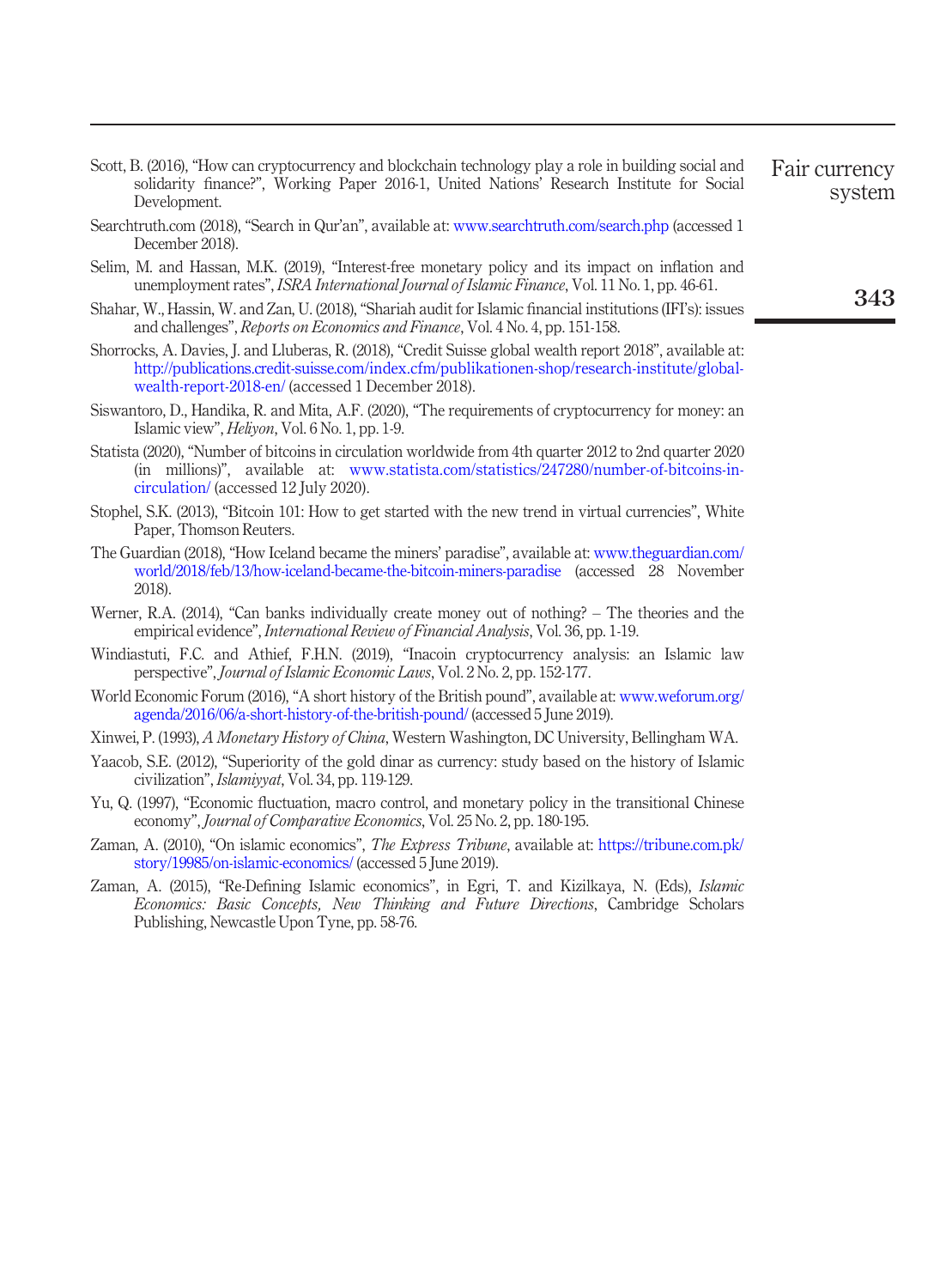Scott, B. (2016), "How can cryptocurrency and blockchain technology play a role in building social and solidarity finance?", Working Paper 2016-1, United Nations' Research Institute for Social Development.

Searchtruth.com (2018), "Search in Qur'an", available at: www.searchtruth.com/search.php (accessed 1 December 2018).

Selim, M. and Hassan, M.K. (2019), "Interest-free monetary policy and its impact on inflation and unemployment rates", *ISRA International Journal of Islamic Finance*, Vol. 11 No. 1, pp. 46-61.

Shahar, W., Hassin, W. and Zan, U. (2018), "Shariah audit for Islamic financial institutions (IFI's): issues and challenges", *Reports on Economics and Finance*, Vol. 4 No. 4, pp. 151-158.

Shorrocks, A. Davies, J. and Lluberas, R. (2018), "Credit Suisse global wealth report 2018", available at: http://publications.credit-suisse.com/index.cfm/publikationen-shop/research-institute/global-wealth-report-2018-en/ (accessed 1 December 2018).

Siswantoro, D., Handika, R. and Mita, A.F. (2020), "The requirements of cryptocurrency for money: an Islamic view", *Heliyon*, Vol. 6 No. 1, pp. 1-9.

Statista (2020), "Number of bitcoins in circulation worldwide from 4th quarter 2012 to 2nd quarter 2020 (in millions)", available at: www.statista.com/statistics/247280/number-of-bitcoins-in-circulation/ (accessed 12 July 2020).

Stophel, S.K. (2013), "Bitcoin 101: How to get started with the new trend in virtual currencies", White Paper, Thomson Reuters.

The Guardian (2018), "How Iceland became the miners' paradise", available at: www.theguardian.com/world/2018/feb/13/how-iceland-became-the-bitcoin-miners-paradise (accessed 28 November 2018).

Werner, R.A. (2014), "Can banks individually create money out of nothing? – The theories and the empirical evidence", *International Review of Financial Analysis*, Vol. 36, pp. 1-19.

Windiastuti, F.C. and Athief, F.H.N. (2019), "Inacoin cryptocurrency analysis: an Islamic law perspective", *Journal of Islamic Economic Laws*, Vol. 2 No. 2, pp. 152-177.

World Economic Forum (2016), "A short history of the British pound", available at: www.weforum.org/agenda/2016/06/a-short-history-of-the-british-pound/ (accessed 5 June 2019).

Xinwei, P. (1993), *A Monetary History of China*, Western Washington, DC University, Bellingham WA.

Yaacob, S.E. (2012), "Superiority of the gold dinar as currency: study based on the history of Islamic civilization", *Islamiyyat*, Vol. 34, pp. 119-129.

Yu, Q. (1997), "Economic fluctuation, macro control, and monetary policy in the transitional Chinese economy", *Journal of Comparative Economics*, Vol. 25 No. 2, pp. 180-195.

Zaman, A. (2010), "On islamic economics", *The Express Tribune*, available at: https://tribune.com.pk/story/19985/on-islamic-economics/ (accessed 5 June 2019).

Zaman, A. (2015), "Re-Defining Islamic economics", in Egri, T. and Kizilkaya, N. (Eds), *Islamic Economics: Basic Concepts, New Thinking and Future Directions*, Cambridge Scholars Publishing, Newcastle Upon Tyne, pp. 58-76.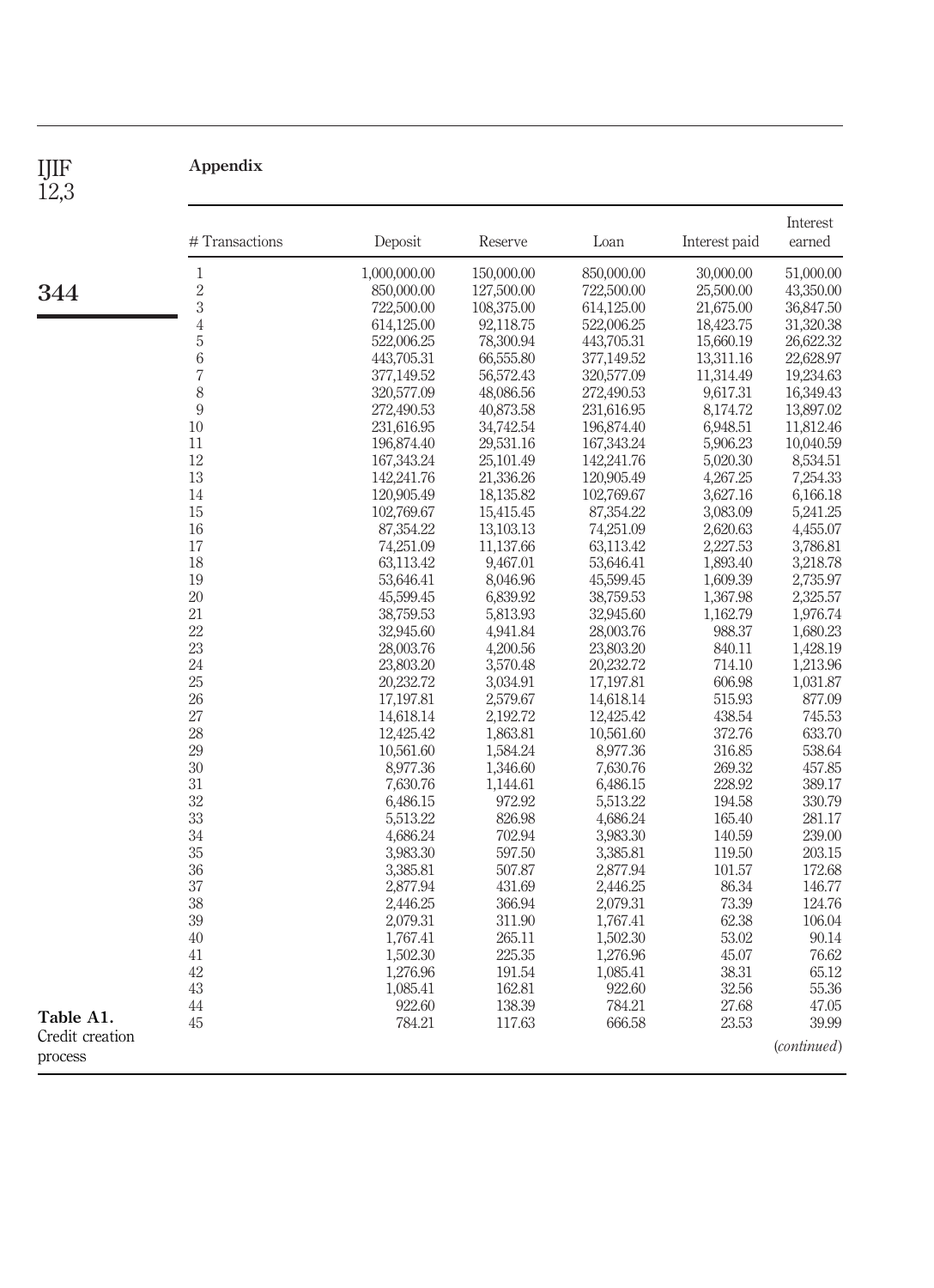## Appendix

| # Transactions | Deposit | Reserve | Loan | Interest paid | Interest earned |
|---|---|---|---|---|---|
| 1 | 1,000,000.00 | 150,000.00 | 850,000.00 | 30,000.00 | 51,000.00 |
| 2 | 850,000.00 | 127,500.00 | 722,500.00 | 25,500.00 | 43,350.00 |
| 3 | 722,500.00 | 108,375.00 | 614,125.00 | 21,675.00 | 36,847.50 |
| 4 | 614,125.00 | 92,118.75 | 522,006.25 | 18,423.75 | 31,320.38 |
| 5 | 522,006.25 | 78,300.94 | 443,705.31 | 15,660.19 | 26,622.32 |
| 6 | 443,705.31 | 66,555.80 | 377,149.52 | 13,311.16 | 22,628.97 |
| 7 | 377,149.52 | 56,572.43 | 320,577.09 | 11,314.49 | 19,234.63 |
| 8 | 320,577.09 | 48,086.56 | 272,490.53 | 9,617.31 | 16,349.43 |
| 9 | 272,490.53 | 40,873.58 | 231,616.95 | 8,174.72 | 13,897.02 |
| 10 | 231,616.95 | 34,742.54 | 196,874.40 | 6,948.51 | 11,812.46 |
| 11 | 196,874.40 | 29,531.16 | 167,343.24 | 5,906.23 | 10,040.59 |
| 12 | 167,343.24 | 25,101.49 | 142,241.76 | 5,020.30 | 8,534.51 |
| 13 | 142,241.76 | 21,336.26 | 120,905.49 | 4,267.25 | 7,254.33 |
| 14 | 120,905.49 | 18,135.82 | 102,769.67 | 3,627.16 | 6,166.18 |
| 15 | 102,769.67 | 15,415.45 | 87,354.22 | 3,083.09 | 5,241.25 |
| 16 | 87,354.22 | 13,103.13 | 74,251.09 | 2,620.63 | 4,455.07 |
| 17 | 74,251.09 | 11,137.66 | 63,113.42 | 2,227.53 | 3,786.81 |
| 18 | 63,113.42 | 9,467.01 | 53,646.41 | 1,893.40 | 3,218.78 |
| 19 | 53,646.41 | 8,046.96 | 45,599.45 | 1,609.39 | 2,735.97 |
| 20 | 45,599.45 | 6,839.92 | 38,759.53 | 1,367.98 | 2,325.57 |
| 21 | 38,759.53 | 5,813.93 | 32,945.60 | 1,162.79 | 1,976.74 |
| 22 | 32,945.60 | 4,941.84 | 28,003.76 | 988.37 | 1,680.23 |
| 23 | 28,003.76 | 4,200.56 | 23,803.20 | 840.11 | 1,428.19 |
| 24 | 23,803.20 | 3,570.48 | 20,232.72 | 714.10 | 1,213.96 |
| 25 | 20,232.72 | 3,034.91 | 17,197.81 | 606.98 | 1,031.87 |
| 26 | 17,197.81 | 2,579.67 | 14,618.14 | 515.93 | 877.09 |
| 27 | 14,618.14 | 2,192.72 | 12,425.42 | 438.54 | 745.53 |
| 28 | 12,425.42 | 1,863.81 | 10,561.60 | 372.76 | 633.70 |
| 29 | 10,561.60 | 1,584.24 | 8,977.36 | 316.85 | 538.64 |
| 30 | 8,977.36 | 1,346.60 | 7,630.76 | 269.32 | 457.85 |
| 31 | 7,630.76 | 1,144.61 | 6,486.15 | 228.92 | 389.17 |
| 32 | 6,486.15 | 972.92 | 5,513.22 | 194.58 | 330.79 |
| 33 | 5,513.22 | 826.98 | 4,686.24 | 165.40 | 281.17 |
| 34 | 4,686.24 | 702.94 | 3,983.30 | 140.59 | 239.00 |
| 35 | 3,983.30 | 597.50 | 3,385.81 | 119.50 | 203.15 |
| 36 | 3,385.81 | 507.87 | 2,877.94 | 101.57 | 172.68 |
| 37 | 2,877.94 | 431.69 | 2,446.25 | 86.34 | 146.77 |
| 38 | 2,446.25 | 366.94 | 2,079.31 | 73.39 | 124.76 |
| 39 | 2,079.31 | 311.90 | 1,767.41 | 62.38 | 106.04 |
| 40 | 1,767.41 | 265.11 | 1,502.30 | 53.02 | 90.14 |
| 41 | 1,502.30 | 225.35 | 1,276.96 | 45.07 | 76.62 |
| 42 | 1,276.96 | 191.54 | 1,085.41 | 38.31 | 65.12 |
| 43 | 1,085.41 | 162.81 | 922.60 | 32.56 | 55.36 |
| 44 | 922.60 | 138.39 | 784.21 | 27.68 | 47.05 |
| 45 | 784.21 | 117.63 | 666.58 | 23.53 | 39.99 |

(*continued*)

**Table A1.** Credit creation process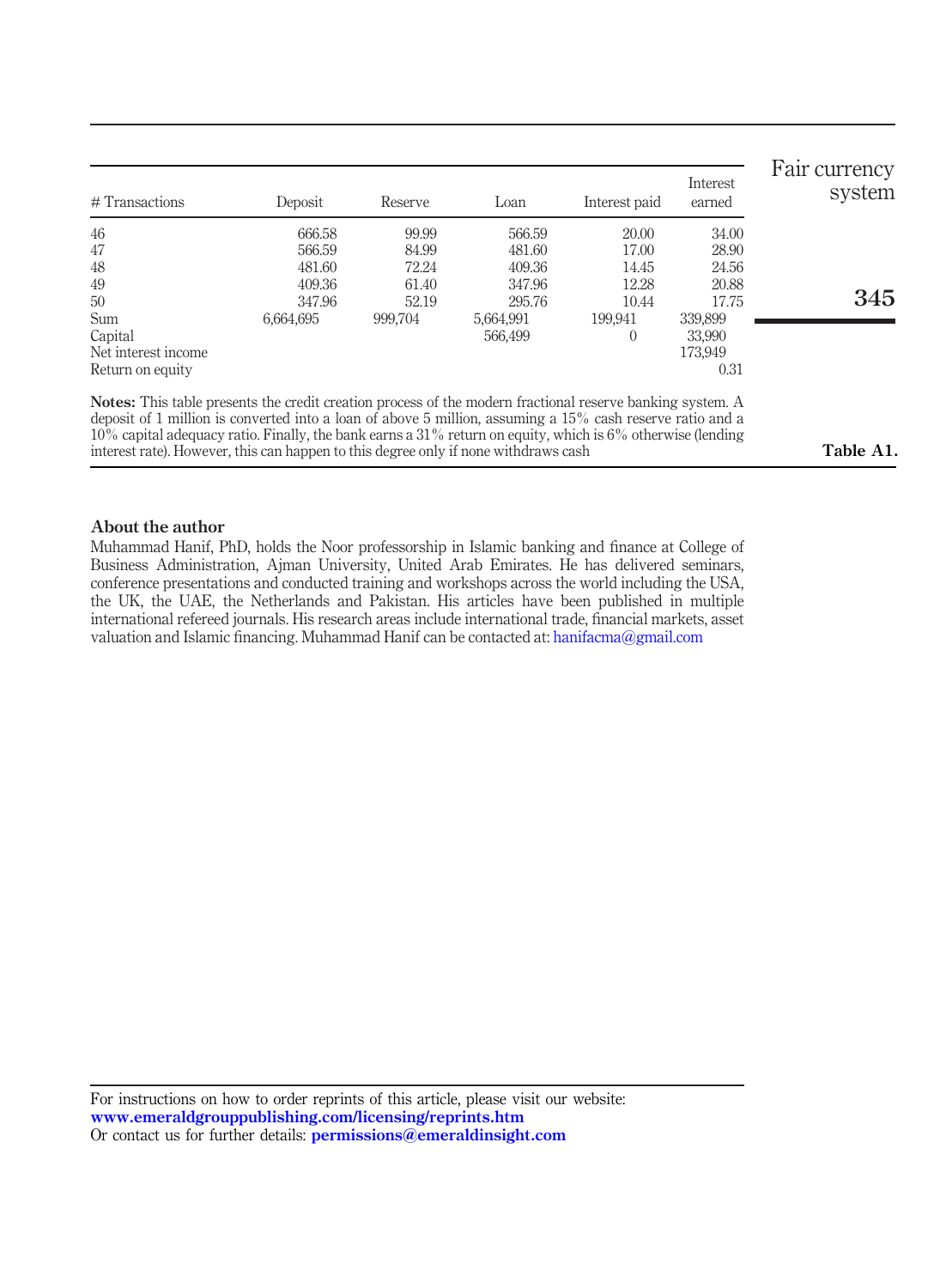| # Transactions | Deposit | Reserve | Loan | Interest paid | Interest earned |
|---|---|---|---|---|---|
| 46 | 666.58 | 99.99 | 566.59 | 20.00 | 34.00 |
| 47 | 566.59 | 84.99 | 481.60 | 17.00 | 28.90 |
| 48 | 481.60 | 72.24 | 409.36 | 14.45 | 24.56 |
| 49 | 409.36 | 61.40 | 347.96 | 12.28 | 20.88 |
| 50 | 347.96 | 52.19 | 295.76 | 10.44 | 17.75 |
| Sum | 6,664,695 | 999,704 | 5,664,991 | 199,941 | 339,899 |
| Capital | | | 566,499 | 0 | 33,990 |
| Net interest income | | | | | 173,949 |
| Return on equity | | | | | 0.31 |

**Notes:** This table presents the credit creation process of the modern fractional reserve banking system. A deposit of 1 million is converted into a loan of above 5 million, assuming a 15% cash reserve ratio and a 10% capital adequacy ratio. Finally, the bank earns a 31% return on equity, which is 6% otherwise (lending interest rate). However, this can happen to this degree only if none withdraws cash

**Table A1.**

## About the author

Muhammad Hanif, PhD, holds the Noor professorship in Islamic banking and finance at College of Business Administration, Ajman University, United Arab Emirates. He has delivered seminars, conference presentations and conducted training and workshops across the world including the USA, the UK, the UAE, the Netherlands and Pakistan. His articles have been published in multiple international refereed journals. His research areas include international trade, financial markets, asset valuation and Islamic financing. Muhammad Hanif can be contacted at: hanifacma@gmail.com

For instructions on how to order reprints of this article, please visit our website:
**www.emeraldgrouppublishing.com/licensing/reprints.htm**
Or contact us for further details: **permissions@emeraldinsight.com**